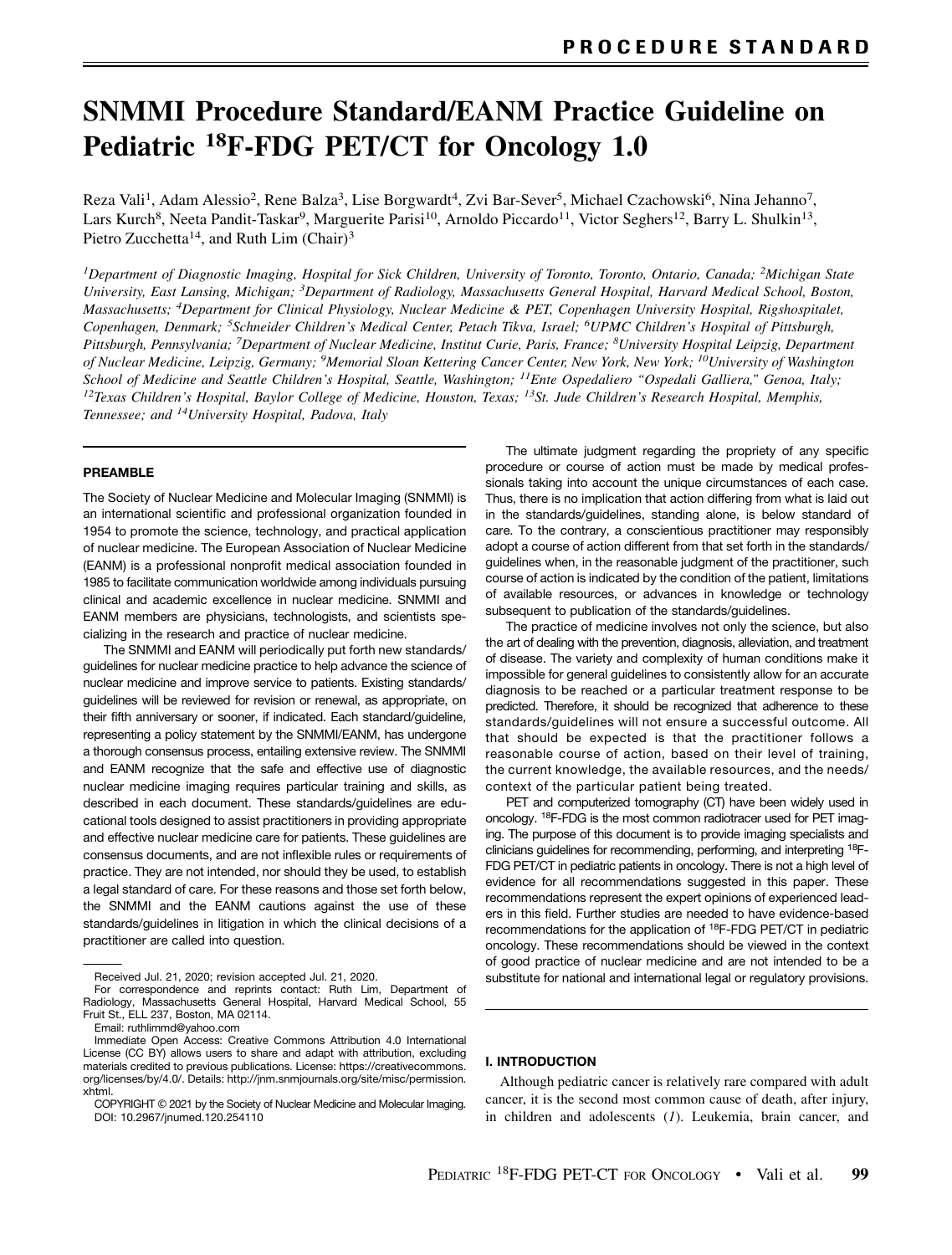PROCEDURE STANDARD

# SNMMI Procedure Standard/EANM Practice Guideline on Pediatric $^{18}$F-FDG PET/CT for Oncology 1.0

Reza Vali[1], Adam Alessio[2], Rene Balza[3], Lise Borgwardt[4], Zvi Bar-Sever[5], Michael Czachowski[6], Nina Jehanno[7], Lars Kurch[8], Neeta Pandit-Taskar[9], Marguerite Parisi[10], Arnoldo Piccardo[11], Victor Seghers[12], Barry L. Shulkin[13], Pietro Zucchetta[14], and Ruth Lim (Chair)[3]

*[1]Department of Diagnostic Imaging, Hospital for Sick Children, University of Toronto, Toronto, Ontario, Canada; [2]Michigan State University, East Lansing, Michigan; [3]Department of Radiology, Massachusetts General Hospital, Harvard Medical School, Boston, Massachusetts; [4]Department for Clinical Physiology, Nuclear Medicine & PET, Copenhagen University Hospital, Rigshospitalet, Copenhagen, Denmark; [5]Schneider Children's Medical Center, Petach Tikva, Israel; [6]UPMC Children's Hospital of Pittsburgh, Pittsburgh, Pennsylvania; [7]Department of Nuclear Medicine, Institut Curie, Paris, France; [8]University Hospital Leipzig, Department of Nuclear Medicine, Leipzig, Germany; [9]Memorial Sloan Kettering Cancer Center, New York, New York; [10]University of Washington School of Medicine and Seattle Children's Hospital, Seattle, Washington; [11]Ente Ospedaliero "Ospedali Galliera," Genoa, Italy; [12]Texas Children's Hospital, Baylor College of Medicine, Houston, Texas; [13]St. Jude Children's Research Hospital, Memphis, Tennessee; and [14]University Hospital, Padova, Italy*

## PREAMBLE

The Society of Nuclear Medicine and Molecular Imaging (SNMMI) is an international scientific and professional organization founded in 1954 to promote the science, technology, and practical application of nuclear medicine. The European Association of Nuclear Medicine (EANM) is a professional nonprofit medical association founded in 1985 to facilitate communication worldwide among individuals pursuing clinical and academic excellence in nuclear medicine. SNMMI and EANM members are physicians, technologists, and scientists specializing in the research and practice of nuclear medicine.

The SNMMI and EANM will periodically put forth new standards/guidelines for nuclear medicine practice to help advance the science of nuclear medicine and improve service to patients. Existing standards/guidelines will be reviewed for revision or renewal, as appropriate, on their fifth anniversary or sooner, if indicated. Each standard/guideline, representing a policy statement by the SNMMI/EANM, has undergone a thorough consensus process, entailing extensive review. The SNMMI and EANM recognize that the safe and effective use of diagnostic nuclear medicine imaging requires particular training and skills, as described in each document. These standards/guidelines are educational tools designed to assist practitioners in providing appropriate and effective nuclear medicine care for patients. These guidelines are consensus documents, and are not inflexible rules or requirements of practice. They are not intended, nor should they be used, to establish a legal standard of care. For these reasons and those set forth below, the SNMMI and the EANM cautions against the use of these standards/guidelines in litigation in which the clinical decisions of a practitioner are called into question.

The ultimate judgment regarding the propriety of any specific procedure or course of action must be made by medical professionals taking into account the unique circumstances of each case. Thus, there is no implication that action differing from what is laid out in the standards/guidelines, standing alone, is below standard of care. To the contrary, a conscientious practitioner may responsibly adopt a course of action different from that set forth in the standards/guidelines when, in the reasonable judgment of the practitioner, such course of action is indicated by the condition of the patient, limitations of available resources, or advances in knowledge or technology subsequent to publication of the standards/guidelines.

The practice of medicine involves not only the science, but also the art of dealing with the prevention, diagnosis, alleviation, and treatment of disease. The variety and complexity of human conditions make it impossible for general guidelines to consistently allow for an accurate diagnosis to be reached or a particular treatment response to be predicted. Therefore, it should be recognized that adherence to these standards/guidelines will not ensure a successful outcome. All that should be expected is that the practitioner follows a reasonable course of action, based on their level of training, the current knowledge, the available resources, and the needs/context of the particular patient being treated.

PET and computerized tomography (CT) have been widely used in oncology. $^{18}$F-FDG is the most common radiotracer used for PET imaging. The purpose of this document is to provide imaging specialists and clinicians guidelines for recommending, performing, and interpreting $^{18}$F-FDG PET/CT in pediatric patients in oncology. There is not a high level of evidence for all recommendations suggested in this paper. These recommendations represent the expert opinions of experienced leaders in this field. Further studies are needed to have evidence-based recommendations for the application of $^{18}$F-FDG PET/CT in pediatric oncology. These recommendations should be viewed in the context of good practice of nuclear medicine and are not intended to be a substitute for national and international legal or regulatory provisions.

## I. INTRODUCTION

Although pediatric cancer is relatively rare compared with adult cancer, it is the second most common cause of death, after injury, in children and adolescents (*1*). Leukemia, brain cancer, and

---

Received Jul. 21, 2020; revision accepted Jul. 21, 2020.

For correspondence and reprints contact: Ruth Lim, Department of Radiology, Massachusetts General Hospital, Harvard Medical School, 55 Fruit St., ELL 237, Boston, MA 02114.

Email: ruthlimmd@yahoo.com

Immediate Open Access: Creative Commons Attribution 4.0 International License (CC BY) allows users to share and adapt with attribution, excluding materials credited to previous publications. License: https://creativecommons.org/licenses/by/4.0/. Details: http://jnm.snmjournals.org/site/misc/permission.xhtml.

COPYRIGHT © 2021 by the Society of Nuclear Medicine and Molecular Imaging.

DOI: 10.2967/jnumed.120.254110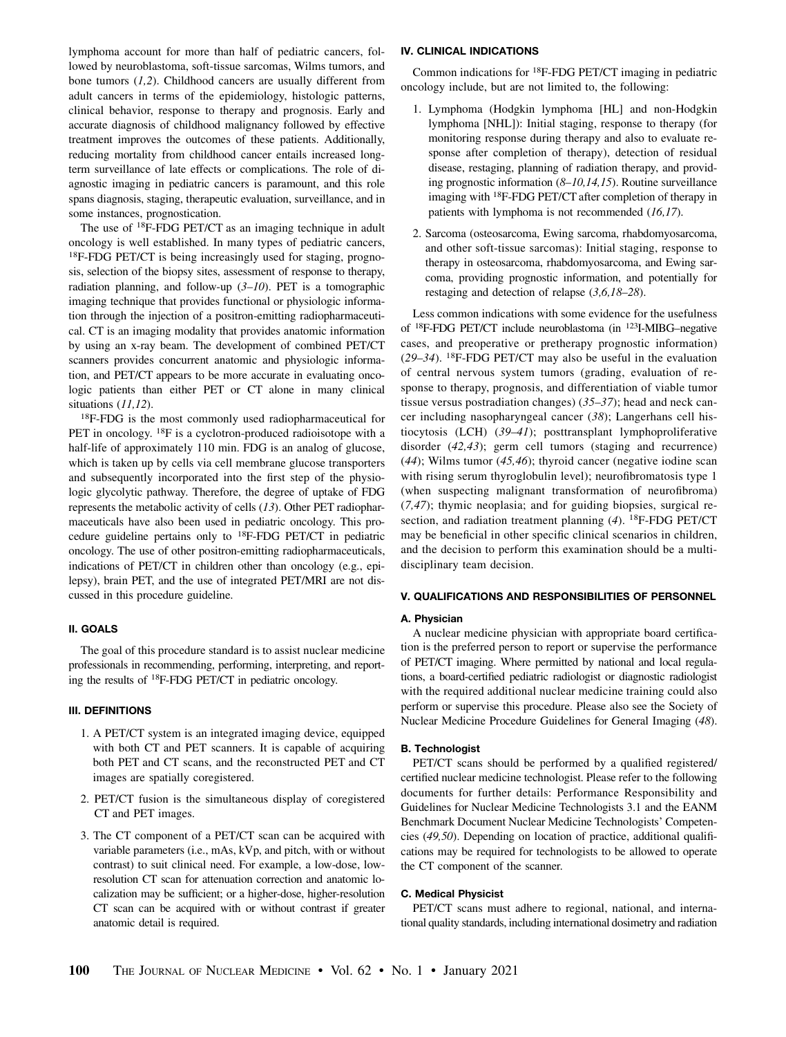lymphoma account for more than half of pediatric cancers, followed by neuroblastoma, soft-tissue sarcomas, Wilms tumors, and bone tumors (*1,2*). Childhood cancers are usually different from adult cancers in terms of the epidemiology, histologic patterns, clinical behavior, response to therapy and prognosis. Early and accurate diagnosis of childhood malignancy followed by effective treatment improves the outcomes of these patients. Additionally, reducing mortality from childhood cancer entails increased long-term surveillance of late effects or complications. The role of diagnostic imaging in pediatric cancers is paramount, and this role spans diagnosis, staging, therapeutic evaluation, surveillance, and in some instances, prognostication.

The use of $^{18}$F-FDG PET/CT as an imaging technique in adult oncology is well established. In many types of pediatric cancers, $^{18}$F-FDG PET/CT is being increasingly used for staging, prognosis, selection of the biopsy sites, assessment of response to therapy, radiation planning, and follow-up (*3–10*). PET is a tomographic imaging technique that provides functional or physiologic information through the injection of a positron-emitting radiopharmaceutical. CT is an imaging modality that provides anatomic information by using an x-ray beam. The development of combined PET/CT scanners provides concurrent anatomic and physiologic information, and PET/CT appears to be more accurate in evaluating oncologic patients than either PET or CT alone in many clinical situations (*11,12*).

$^{18}$F-FDG is the most commonly used radiopharmaceutical for PET in oncology. $^{18}$F is a cyclotron-produced radioisotope with a half-life of approximately 110 min. FDG is an analog of glucose, which is taken up by cells via cell membrane glucose transporters and subsequently incorporated into the first step of the physiologic glycolytic pathway. Therefore, the degree of uptake of FDG represents the metabolic activity of cells (*13*). Other PET radiopharmaceuticals have also been used in pediatric oncology. This procedure guideline pertains only to $^{18}$F-FDG PET/CT in pediatric oncology. The use of other positron-emitting radiopharmaceuticals, indications of PET/CT in children other than oncology (e.g., epilepsy), brain PET, and the use of integrated PET/MRI are not discussed in this procedure guideline.

## II. GOALS

The goal of this procedure standard is to assist nuclear medicine professionals in recommending, performing, interpreting, and reporting the results of $^{18}$F-FDG PET/CT in pediatric oncology.

## III. DEFINITIONS

1. A PET/CT system is an integrated imaging device, equipped with both CT and PET scanners. It is capable of acquiring both PET and CT scans, and the reconstructed PET and CT images are spatially coregistered.
2. PET/CT fusion is the simultaneous display of coregistered CT and PET images.
3. The CT component of a PET/CT scan can be acquired with variable parameters (i.e., mAs, kVp, and pitch, with or without contrast) to suit clinical need. For example, a low-dose, low-resolution CT scan for attenuation correction and anatomic localization may be sufficient; or a higher-dose, higher-resolution CT scan can be acquired with or without contrast if greater anatomic detail is required.

## IV. CLINICAL INDICATIONS

Common indications for $^{18}$F-FDG PET/CT imaging in pediatric oncology include, but are not limited to, the following:

1. Lymphoma (Hodgkin lymphoma [HL] and non-Hodgkin lymphoma [NHL]): Initial staging, response to therapy (for monitoring response during therapy and also to evaluate response after completion of therapy), detection of residual disease, restaging, planning of radiation therapy, and providing prognostic information (*8–10,14,15*). Routine surveillance imaging with $^{18}$F-FDG PET/CT after completion of therapy in patients with lymphoma is not recommended (*16,17*).
2. Sarcoma (osteosarcoma, Ewing sarcoma, rhabdomyosarcoma, and other soft-tissue sarcomas): Initial staging, response to therapy in osteosarcoma, rhabdomyosarcoma, and Ewing sarcoma, providing prognostic information, and potentially for restaging and detection of relapse (*3,6,18–28*).

Less common indications with some evidence for the usefulness of $^{18}$F-FDG PET/CT include neuroblastoma (in $^{123}$I-MIBG–negative cases, and preoperative or pretherapy prognostic information) (*29–34*). $^{18}$F-FDG PET/CT may also be useful in the evaluation of central nervous system tumors (grading, evaluation of response to therapy, prognosis, and differentiation of viable tumor tissue versus postradiation changes) (*35–37*); head and neck cancer including nasopharyngeal cancer (*38*); Langerhans cell histiocytosis (LCH) (*39–41*); posttransplant lymphoproliferative disorder (*42,43*); germ cell tumors (staging and recurrence) (*44*); Wilms tumor (*45,46*); thyroid cancer (negative iodine scan with rising serum thyroglobulin level); neurofibromatosis type 1 (when suspecting malignant transformation of neurofibroma) (*7,47*); thymic neoplasia; and for guiding biopsies, surgical resection, and radiation treatment planning (*4*). $^{18}$F-FDG PET/CT may be beneficial in other specific clinical scenarios in children, and the decision to perform this examination should be a multidisciplinary team decision.

## V. QUALIFICATIONS AND RESPONSIBILITIES OF PERSONNEL

### A. Physician

A nuclear medicine physician with appropriate board certification is the preferred person to report or supervise the performance of PET/CT imaging. Where permitted by national and local regulations, a board-certified pediatric radiologist or diagnostic radiologist with the required additional nuclear medicine training could also perform or supervise this procedure. Please also see the Society of Nuclear Medicine Procedure Guidelines for General Imaging (*48*).

### B. Technologist

PET/CT scans should be performed by a qualified registered/certified nuclear medicine technologist. Please refer to the following documents for further details: Performance Responsibility and Guidelines for Nuclear Medicine Technologists 3.1 and the EANM Benchmark Document Nuclear Medicine Technologists' Competencies (*49,50*). Depending on location of practice, additional qualifications may be required for technologists to be allowed to operate the CT component of the scanner.

### C. Medical Physicist

PET/CT scans must adhere to regional, national, and international quality standards, including international dosimetry and radiation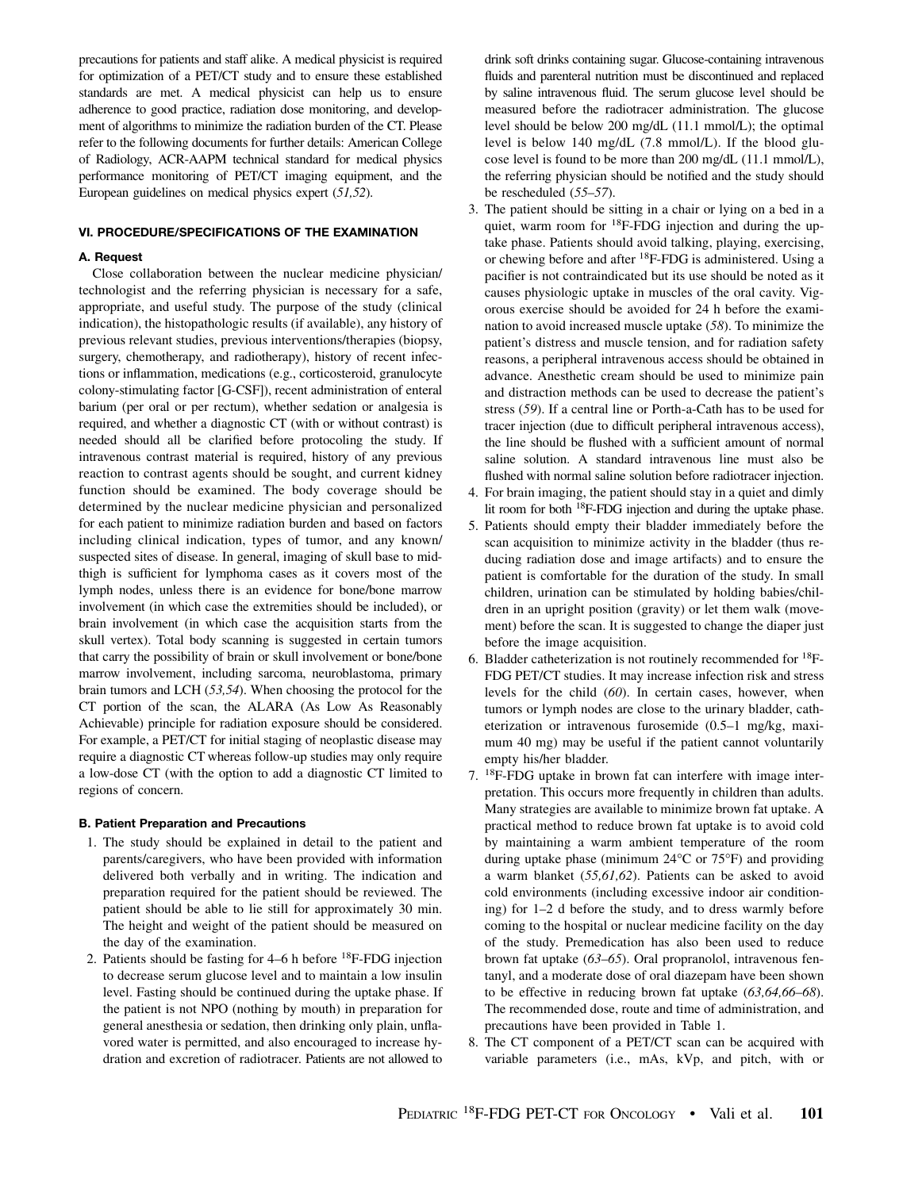precautions for patients and staff alike. A medical physicist is required for optimization of a PET/CT study and to ensure these established standards are met. A medical physicist can help us to ensure adherence to good practice, radiation dose monitoring, and development of algorithms to minimize the radiation burden of the CT. Please refer to the following documents for further details: American College of Radiology, ACR-AAPM technical standard for medical physics performance monitoring of PET/CT imaging equipment, and the European guidelines on medical physics expert (*51,52*).

## VI. PROCEDURE/SPECIFICATIONS OF THE EXAMINATION

### A. Request

Close collaboration between the nuclear medicine physician/technologist and the referring physician is necessary for a safe, appropriate, and useful study. The purpose of the study (clinical indication), the histopathologic results (if available), any history of previous relevant studies, previous interventions/therapies (biopsy, surgery, chemotherapy, and radiotherapy), history of recent infections or inflammation, medications (e.g., corticosteroid, granulocyte colony-stimulating factor [G-CSF]), recent administration of enteral barium (per oral or per rectum), whether sedation or analgesia is required, and whether a diagnostic CT (with or without contrast) is needed should all be clarified before protocoling the study. If intravenous contrast material is required, history of any previous reaction to contrast agents should be sought, and current kidney function should be examined. The body coverage should be determined by the nuclear medicine physician and personalized for each patient to minimize radiation burden and based on factors including clinical indication, types of tumor, and any known/suspected sites of disease. In general, imaging of skull base to mid-thigh is sufficient for lymphoma cases as it covers most of the lymph nodes, unless there is an evidence for bone/bone marrow involvement (in which case the extremities should be included), or brain involvement (in which case the acquisition starts from the skull vertex). Total body scanning is suggested in certain tumors that carry the possibility of brain or skull involvement or bone/bone marrow involvement, including sarcoma, neuroblastoma, primary brain tumors and LCH (*53,54*). When choosing the protocol for the CT portion of the scan, the ALARA (As Low As Reasonably Achievable) principle for radiation exposure should be considered. For example, a PET/CT for initial staging of neoplastic disease may require a diagnostic CT whereas follow-up studies may only require a low-dose CT (with the option to add a diagnostic CT limited to regions of concern.

### B. Patient Preparation and Precautions

1. The study should be explained in detail to the patient and parents/caregivers, who have been provided with information delivered both verbally and in writing. The indication and preparation required for the patient should be reviewed. The patient should be able to lie still for approximately 30 min. The height and weight of the patient should be measured on the day of the examination.
2. Patients should be fasting for 4–6 h before $^{18}$F-FDG injection to decrease serum glucose level and to maintain a low insulin level. Fasting should be continued during the uptake phase. If the patient is not NPO (nothing by mouth) in preparation for general anesthesia or sedation, then drinking only plain, unflavored water is permitted, and also encouraged to increase hydration and excretion of radiotracer. Patients are not allowed to drink soft drinks containing sugar. Glucose-containing intravenous fluids and parenteral nutrition must be discontinued and replaced by saline intravenous fluid. The serum glucose level should be measured before the radiotracer administration. The glucose level should be below 200 mg/dL (11.1 mmol/L); the optimal level is below 140 mg/dL (7.8 mmol/L). If the blood glucose level is found to be more than 200 mg/dL (11.1 mmol/L), the referring physician should be notified and the study should be rescheduled (*55–57*).
3. The patient should be sitting in a chair or lying on a bed in a quiet, warm room for $^{18}$F-FDG injection and during the uptake phase. Patients should avoid talking, playing, exercising, or chewing before and after $^{18}$F-FDG is administered. Using a pacifier is not contraindicated but its use should be noted as it causes physiologic uptake in muscles of the oral cavity. Vigorous exercise should be avoided for 24 h before the examination to avoid increased muscle uptake (*58*). To minimize the patient's distress and muscle tension, and for radiation safety reasons, a peripheral intravenous access should be obtained in advance. Anesthetic cream should be used to minimize pain and distraction methods can be used to decrease the patient's stress (*59*). If a central line or Porth-a-Cath has to be used for tracer injection (due to difficult peripheral intravenous access), the line should be flushed with a sufficient amount of normal saline solution. A standard intravenous line must also be flushed with normal saline solution before radiotracer injection.
4. For brain imaging, the patient should stay in a quiet and dimly lit room for both $^{18}$F-FDG injection and during the uptake phase.
5. Patients should empty their bladder immediately before the scan acquisition to minimize activity in the bladder (thus reducing radiation dose and image artifacts) and to ensure the patient is comfortable for the duration of the study. In small children, urination can be stimulated by holding babies/children in an upright position (gravity) or let them walk (movement) before the scan. It is suggested to change the diaper just before the image acquisition.
6. Bladder catheterization is not routinely recommended for $^{18}$F-FDG PET/CT studies. It may increase infection risk and stress levels for the child (*60*). In certain cases, however, when tumors or lymph nodes are close to the urinary bladder, catheterization or intravenous furosemide (0.5–1 mg/kg, maximum 40 mg) may be useful if the patient cannot voluntarily empty his/her bladder.
7. $^{18}$F-FDG uptake in brown fat can interfere with image interpretation. This occurs more frequently in children than adults. Many strategies are available to minimize brown fat uptake. A practical method to reduce brown fat uptake is to avoid cold by maintaining a warm ambient temperature of the room during uptake phase (minimum 24°C or 75°F) and providing a warm blanket (*55,61,62*). Patients can be asked to avoid cold environments (including excessive indoor air conditioning) for 1–2 d before the study, and to dress warmly before coming to the hospital or nuclear medicine facility on the day of the study. Premedication has also been used to reduce brown fat uptake (*63–65*). Oral propranolol, intravenous fentanyl, and a moderate dose of oral diazepam have been shown to be effective in reducing brown fat uptake (*63,64,66–68*). The recommended dose, route and time of administration, and precautions have been provided in Table 1.
8. The CT component of a PET/CT scan can be acquired with variable parameters (i.e., mAs, kVp, and pitch, with or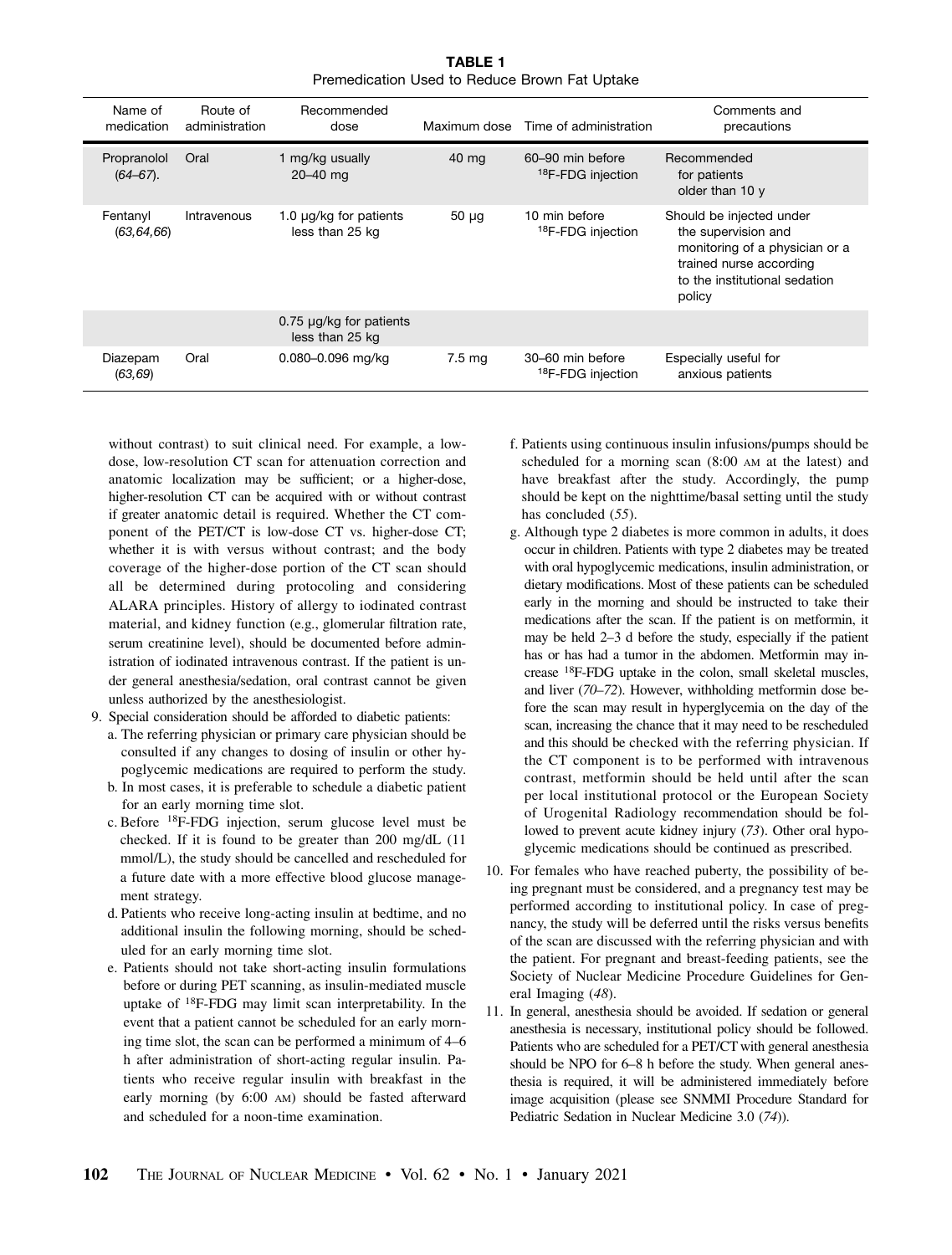**TABLE 1**
Premedication Used to Reduce Brown Fat Uptake

| Name of medication | Route of administration | Recommended dose | Maximum dose | Time of administration | Comments and precautions |
|---|---|---|---|---|---|
| Propranolol (*64–67*). | Oral | 1 mg/kg usually 20–40 mg | 40 mg | 60–90 min before $^{18}$F-FDG injection | Recommended for patients older than 10 y |
| Fentanyl (*63,64,66*) | Intravenous | 1.0 μg/kg for patients less than 25 kg | 50 μg | 10 min before $^{18}$F-FDG injection | Should be injected under the supervision and monitoring of a physician or a trained nurse according to the institutional sedation policy |
| | | 0.75 μg/kg for patients less than 25 kg | | | |
| Diazepam (*63,69*) | Oral | 0.080–0.096 mg/kg | 7.5 mg | 30–60 min before $^{18}$F-FDG injection | Especially useful for anxious patients |

without contrast) to suit clinical need. For example, a low-dose, low-resolution CT scan for attenuation correction and anatomic localization may be sufficient; or a higher-dose, higher-resolution CT can be acquired with or without contrast if greater anatomic detail is required. Whether the CT component of the PET/CT is low-dose CT vs. higher-dose CT; whether it is with versus without contrast; and the body coverage of the higher-dose portion of the CT scan should all be determined during protocoling and considering ALARA principles. History of allergy to iodinated contrast material, and kidney function (e.g., glomerular filtration rate, serum creatinine level), should be documented before administration of iodinated intravenous contrast. If the patient is under general anesthesia/sedation, oral contrast cannot be given unless authorized by the anesthesiologist.

9. Special consideration should be afforded to diabetic patients:
   a. The referring physician or primary care physician should be consulted if any changes to dosing of insulin or other hypoglycemic medications are required to perform the study.
   b. In most cases, it is preferable to schedule a diabetic patient for an early morning time slot.
   c. Before $^{18}$F-FDG injection, serum glucose level must be checked. If it is found to be greater than 200 mg/dL (11 mmol/L), the study should be cancelled and rescheduled for a future date with a more effective blood glucose management strategy.
   d. Patients who receive long-acting insulin at bedtime, and no additional insulin the following morning, should be scheduled for an early morning time slot.
   e. Patients should not take short-acting insulin formulations before or during PET scanning, as insulin-mediated muscle uptake of $^{18}$F-FDG may limit scan interpretability. In the event that a patient cannot be scheduled for an early morning time slot, the scan can be performed a minimum of 4–6 h after administration of short-acting regular insulin. Patients who receive regular insulin with breakfast in the early morning (by 6:00 AM) should be fasted afterward and scheduled for a noon-time examination.
   f. Patients using continuous insulin infusions/pumps should be scheduled for a morning scan (8:00 AM at the latest) and have breakfast after the study. Accordingly, the pump should be kept on the nighttime/basal setting until the study has concluded (*55*).
   g. Although type 2 diabetes is more common in adults, it does occur in children. Patients with type 2 diabetes may be treated with oral hypoglycemic medications, insulin administration, or dietary modifications. Most of these patients can be scheduled early in the morning and should be instructed to take their medications after the scan. If the patient is on metformin, it may be held 2–3 d before the study, especially if the patient has or has had a tumor in the abdomen. Metformin may increase $^{18}$F-FDG uptake in the colon, small skeletal muscles, and liver (*70–72*). However, withholding metformin dose before the scan may result in hyperglycemia on the day of the scan, increasing the chance that it may need to be rescheduled and this should be checked with the referring physician. If the CT component is to be performed with intravenous contrast, metformin should be held until after the scan per local institutional protocol or the European Society of Urogenital Radiology recommendation should be followed to prevent acute kidney injury (*73*). Other oral hypoglycemic medications should be continued as prescribed.
10. For females who have reached puberty, the possibility of being pregnant must be considered, and a pregnancy test may be performed according to institutional policy. In case of pregnancy, the study will be deferred until the risks versus benefits of the scan are discussed with the referring physician and with the patient. For pregnant and breast-feeding patients, see the Society of Nuclear Medicine Procedure Guidelines for General Imaging (*48*).
11. In general, anesthesia should be avoided. If sedation or general anesthesia is necessary, institutional policy should be followed. Patients who are scheduled for a PET/CT with general anesthesia should be NPO for 6–8 h before the study. When general anesthesia is required, it will be administered immediately before image acquisition (please see SNMMI Procedure Standard for Pediatric Sedation in Nuclear Medicine 3.0 (*74*)).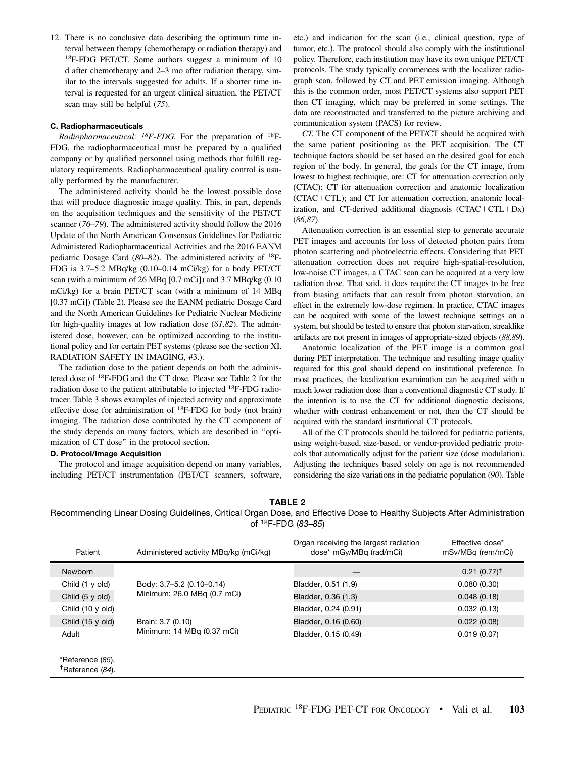12. There is no conclusive data describing the optimum time interval between therapy (chemotherapy or radiation therapy) and $^{18}$F-FDG PET/CT. Some authors suggest a minimum of 10 d after chemotherapy and 2–3 mo after radiation therapy, similar to the intervals suggested for adults. If a shorter time interval is requested for an urgent clinical situation, the PET/CT scan may still be helpful (*75*).

### C. Radiopharmaceuticals

*Radiopharmaceutical: $^{18}$F-FDG.* For the preparation of $^{18}$F-FDG, the radiopharmaceutical must be prepared by a qualified company or by qualified personnel using methods that fulfill regulatory requirements. Radiopharmaceutical quality control is usually performed by the manufacturer.

The administered activity should be the lowest possible dose that will produce diagnostic image quality. This, in part, depends on the acquisition techniques and the sensitivity of the PET/CT scanner (*76–79*). The administered activity should follow the 2016 Update of the North American Consensus Guidelines for Pediatric Administered Radiopharmaceutical Activities and the 2016 EANM pediatric Dosage Card (*80–82*). The administered activity of $^{18}$F-FDG is 3.7–5.2 MBq/kg (0.10–0.14 mCi/kg) for a body PET/CT scan (with a minimum of 26 MBq [0.7 mCi]) and 3.7 MBq/kg (0.10 mCi/kg) for a brain PET/CT scan (with a minimum of 14 MBq [0.37 mCi]) (Table 2). Please see the EANM pediatric Dosage Card and the North American Guidelines for Pediatric Nuclear Medicine for high-quality images at low radiation dose (*81,82*). The administered dose, however, can be optimized according to the institutional policy and for certain PET systems (please see the section XI. RADIATION SAFETY IN IMAGING, #3.).

The radiation dose to the patient depends on both the administered dose of $^{18}$F-FDG and the CT dose. Please see Table 2 for the radiation dose to the patient attributable to injected $^{18}$F-FDG radiotracer. Table 3 shows examples of injected activity and approximate effective dose for administration of $^{18}$F-FDG for body (not brain) imaging. The radiation dose contributed by the CT component of the study depends on many factors, which are described in "optimization of CT dose" in the protocol section.

### D. Protocol/Image Acquisition

The protocol and image acquisition depend on many variables, including PET/CT instrumentation (PET/CT scanners, software, etc.) and indication for the scan (i.e., clinical question, type of tumor, etc.). The protocol should also comply with the institutional policy. Therefore, each institution may have its own unique PET/CT protocols. The study typically commences with the localizer radiograph scan, followed by CT and PET emission imaging. Although this is the common order, most PET/CT systems also support PET then CT imaging, which may be preferred in some settings. The data are reconstructed and transferred to the picture archiving and communication system (PACS) for review.

*CT.* The CT component of the PET/CT should be acquired with the same patient positioning as the PET acquisition. The CT technique factors should be set based on the desired goal for each region of the body. In general, the goals for the CT image, from lowest to highest technique, are: CT for attenuation correction only (CTAC); CT for attenuation correction and anatomic localization (CTAC+CTL); and CT for attenuation correction, anatomic localization, and CT-derived additional diagnosis (CTAC+CTL+Dx) (*86,87*).

Attenuation correction is an essential step to generate accurate PET images and accounts for loss of detected photon pairs from photon scattering and photoelectric effects. Considering that PET attenuation correction does not require high-spatial-resolution, low-noise CT images, a CTAC scan can be acquired at a very low radiation dose. That said, it does require the CT images to be free from biasing artifacts that can result from photon starvation, an effect in the extremely low-dose regimen. In practice, CTAC images can be acquired with some of the lowest technique settings on a system, but should be tested to ensure that photon starvation, streaklike artifacts are not present in images of appropriate-sized objects (*88,89*).

Anatomic localization of the PET image is a common goal during PET interpretation. The technique and resulting image quality required for this goal should depend on institutional preference. In most practices, the localization examination can be acquired with a much lower radiation dose than a conventional diagnostic CT study. If the intention is to use the CT for additional diagnostic decisions, whether with contrast enhancement or not, then the CT should be acquired with the standard institutional CT protocols.

All of the CT protocols should be tailored for pediatric patients, using weight-based, size-based, or vendor-provided pediatric protocols that automatically adjust for the patient size (dose modulation). Adjusting the techniques based solely on age is not recommended considering the size variations in the pediatric population (*90*). Table

**TABLE 2**
Recommending Linear Dosing Guidelines, Critical Organ Dose, and Effective Dose to Healthy Subjects After Administration of $^{18}$F-FDG (*83–85*)

| Patient | Administered activity MBq/kg (mCi/kg) | Organ receiving the largest radiation dose* mGy/MBq (rad/mCi) | Effective dose* mSv/MBq (rem/mCi) |
|---|---|---|---|
| Newborn | | — | 0.21 (0.77)† |
| Child (1 y old) | Body: 3.7–5.2 (0.10–0.14) Minimum: 26.0 MBq (0.7 mCi) | Bladder, 0.51 (1.9) | 0.080 (0.30) |
| Child (5 y old) | | Bladder, 0.36 (1.3) | 0.048 (0.18) |
| Child (10 y old) | | Bladder, 0.24 (0.91) | 0.032 (0.13) |
| Child (15 y old) | Brain: 3.7 (0.10) Minimum: 14 MBq (0.37 mCi) | Bladder, 0.16 (0.60) | 0.022 (0.08) |
| Adult | | Bladder, 0.15 (0.49) | 0.019 (0.07) |

*Reference (*85*).
†Reference (*84*).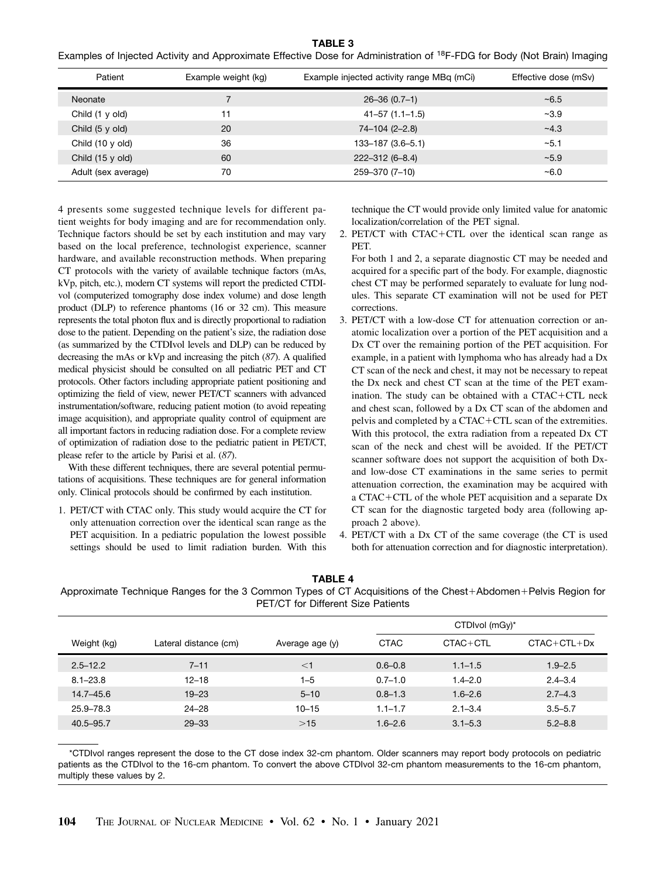**TABLE 3**
Examples of Injected Activity and Approximate Effective Dose for Administration of $^{18}$F-FDG for Body (Not Brain) Imaging

| Patient | Example weight (kg) | Example injected activity range MBq (mCi) | Effective dose (mSv) |
|---|---|---|---|
| Neonate | 7 | 26–36 (0.7–1) | ~6.5 |
| Child (1 y old) | 11 | 41–57 (1.1–1.5) | ~3.9 |
| Child (5 y old) | 20 | 74–104 (2–2.8) | ~4.3 |
| Child (10 y old) | 36 | 133–187 (3.6–5.1) | ~5.1 |
| Child (15 y old) | 60 | 222–312 (6–8.4) | ~5.9 |
| Adult (sex average) | 70 | 259–370 (7–10) | ~6.0 |

4 presents some suggested technique levels for different patient weights for body imaging and are for recommendation only. Technique factors should be set by each institution and may vary based on the local preference, technologist experience, scanner hardware, and available reconstruction methods. When preparing CT protocols with the variety of available technique factors (mAs, kVp, pitch, etc.), modern CT systems will report the predicted CTDIvol (computerized tomography dose index volume) and dose length product (DLP) to reference phantoms (16 or 32 cm). This measure represents the total photon flux and is directly proportional to radiation dose to the patient. Depending on the patient's size, the radiation dose (as summarized by the CTDIvol levels and DLP) can be reduced by decreasing the mAs or kVp and increasing the pitch (*87*). A qualified medical physicist should be consulted on all pediatric PET and CT protocols. Other factors including appropriate patient positioning and optimizing the field of view, newer PET/CT scanners with advanced instrumentation/software, reducing patient motion (to avoid repeating image acquisition), and appropriate quality control of equipment are all important factors in reducing radiation dose. For a complete review of optimization of radiation dose to the pediatric patient in PET/CT, please refer to the article by Parisi et al. (*87*).

With these different techniques, there are several potential permutations of acquisitions. These techniques are for general information only. Clinical protocols should be confirmed by each institution.

1. PET/CT with CTAC only. This study would acquire the CT for only attenuation correction over the identical scan range as the PET acquisition. In a pediatric population the lowest possible settings should be used to limit radiation burden. With this technique the CT would provide only limited value for anatomic localization/correlation of the PET signal.
2. PET/CT with CTAC+CTL over the identical scan range as PET.
   For both 1 and 2, a separate diagnostic CT may be needed and acquired for a specific part of the body. For example, diagnostic chest CT may be performed separately to evaluate for lung nodules. This separate CT examination will not be used for PET corrections.
3. PET/CT with a low-dose CT for attenuation correction or anatomic localization over a portion of the PET acquisition and a Dx CT over the remaining portion of the PET acquisition. For example, in a patient with lymphoma who has already had a Dx CT scan of the neck and chest, it may not be necessary to repeat the Dx neck and chest CT scan at the time of the PET examination. The study can be obtained with a CTAC+CTL neck and chest scan, followed by a Dx CT scan of the abdomen and pelvis and completed by a CTAC+CTL scan of the extremities. With this protocol, the extra radiation from a repeated Dx CT scan of the neck and chest will be avoided. If the PET/CT scanner software does not support the acquisition of both Dx- and low-dose CT examinations in the same series to permit attenuation correction, the examination may be acquired with a CTAC+CTL of the whole PET acquisition and a separate Dx CT scan for the diagnostic targeted body area (following approach 2 above).
4. PET/CT with a Dx CT of the same coverage (the CT is used both for attenuation correction and for diagnostic interpretation).

**TABLE 4**
Approximate Technique Ranges for the 3 Common Types of CT Acquisitions of the Chest+Abdomen+Pelvis Region for PET/CT for Different Size Patients

| Weight (kg) | Lateral distance (cm) | Average age (y) | CTDIvol (mGy)* | | |
|---|---|---|---|---|---|
| | | | CTAC | CTAC+CTL | CTAC+CTL+Dx |
| 2.5–12.2 | 7–11 | <1 | 0.6–0.8 | 1.1–1.5 | 1.9–2.5 |
| 8.1–23.8 | 12–18 | 1–5 | 0.7–1.0 | 1.4–2.0 | 2.4–3.4 |
| 14.7–45.6 | 19–23 | 5–10 | 0.8–1.3 | 1.6–2.6 | 2.7–4.3 |
| 25.9–78.3 | 24–28 | 10–15 | 1.1–1.7 | 2.1–3.4 | 3.5–5.7 |
| 40.5–95.7 | 29–33 | >15 | 1.6–2.6 | 3.1–5.3 | 5.2–8.8 |

*CTDIvol ranges represent the dose to the CT dose index 32-cm phantom. Older scanners may report body protocols on pediatric patients as the CTDIvol to the 16-cm phantom. To convert the above CTDIvol 32-cm phantom measurements to the 16-cm phantom, multiply these values by 2.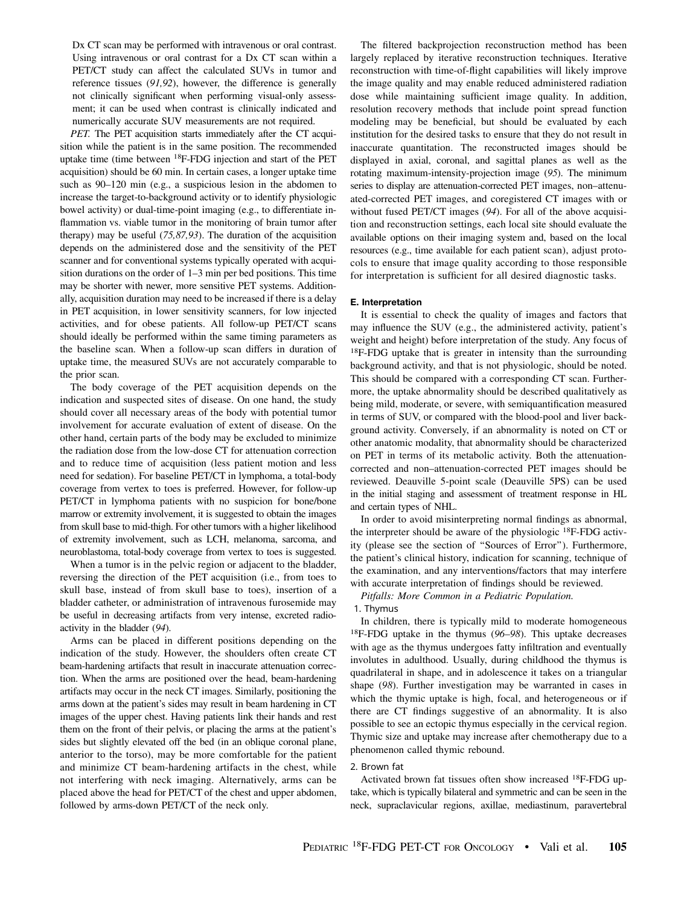Dx CT scan may be performed with intravenous or oral contrast. Using intravenous or oral contrast for a Dx CT scan within a PET/CT study can affect the calculated SUVs in tumor and reference tissues (*91,92*), however, the difference is generally not clinically significant when performing visual-only assessment; it can be used when contrast is clinically indicated and numerically accurate SUV measurements are not required.

*PET.* The PET acquisition starts immediately after the CT acquisition while the patient is in the same position. The recommended uptake time (time between $^{18}$F-FDG injection and start of the PET acquisition) should be 60 min. In certain cases, a longer uptake time such as 90–120 min (e.g., a suspicious lesion in the abdomen to increase the target-to-background activity or to identify physiologic bowel activity) or dual-time-point imaging (e.g., to differentiate inflammation vs. viable tumor in the monitoring of brain tumor after therapy) may be useful (*75,87,93*). The duration of the acquisition depends on the administered dose and the sensitivity of the PET scanner and for conventional systems typically operated with acquisition durations on the order of 1–3 min per bed positions. This time may be shorter with newer, more sensitive PET systems. Additionally, acquisition duration may need to be increased if there is a delay in PET acquisition, in lower sensitivity scanners, for low injected activities, and for obese patients. All follow-up PET/CT scans should ideally be performed within the same timing parameters as the baseline scan. When a follow-up scan differs in duration of uptake time, the measured SUVs are not accurately comparable to the prior scan.

The body coverage of the PET acquisition depends on the indication and suspected sites of disease. On one hand, the study should cover all necessary areas of the body with potential tumor involvement for accurate evaluation of extent of disease. On the other hand, certain parts of the body may be excluded to minimize the radiation dose from the low-dose CT for attenuation correction and to reduce time of acquisition (less patient motion and less need for sedation). For baseline PET/CT in lymphoma, a total-body coverage from vertex to toes is preferred. However, for follow-up PET/CT in lymphoma patients with no suspicion for bone/bone marrow or extremity involvement, it is suggested to obtain the images from skull base to mid-thigh. For other tumors with a higher likelihood of extremity involvement, such as LCH, melanoma, sarcoma, and neuroblastoma, total-body coverage from vertex to toes is suggested.

When a tumor is in the pelvic region or adjacent to the bladder, reversing the direction of the PET acquisition (i.e., from toes to skull base, instead of from skull base to toes), insertion of a bladder catheter, or administration of intravenous furosemide may be useful in decreasing artifacts from very intense, excreted radioactivity in the bladder (*94*).

Arms can be placed in different positions depending on the indication of the study. However, the shoulders often create CT beam-hardening artifacts that result in inaccurate attenuation correction. When the arms are positioned over the head, beam-hardening artifacts may occur in the neck CT images. Similarly, positioning the arms down at the patient's sides may result in beam hardening in CT images of the upper chest. Having patients link their hands and rest them on the front of their pelvis, or placing the arms at the patient's sides but slightly elevated off the bed (in an oblique coronal plane, anterior to the torso), may be more comfortable for the patient and minimize CT beam-hardening artifacts in the chest, while not interfering with neck imaging. Alternatively, arms can be placed above the head for PET/CT of the chest and upper abdomen, followed by arms-down PET/CT of the neck only.

The filtered backprojection reconstruction method has been largely replaced by iterative reconstruction techniques. Iterative reconstruction with time-of-flight capabilities will likely improve the image quality and may enable reduced administered radiation dose while maintaining sufficient image quality. In addition, resolution recovery methods that include point spread function modeling may be beneficial, but should be evaluated by each institution for the desired tasks to ensure that they do not result in inaccurate quantitation. The reconstructed images should be displayed in axial, coronal, and sagittal planes as well as the rotating maximum-intensity-projection image (*95*). The minimum series to display are attenuation-corrected PET images, non–attenuated-corrected PET images, and coregistered CT images with or without fused PET/CT images (*94*). For all of the above acquisition and reconstruction settings, each local site should evaluate the available options on their imaging system and, based on the local resources (e.g., time available for each patient scan), adjust protocols to ensure that image quality according to those responsible for interpretation is sufficient for all desired diagnostic tasks.

#### E. Interpretation

It is essential to check the quality of images and factors that may influence the SUV (e.g., the administered activity, patient's weight and height) before interpretation of the study. Any focus of $^{18}$F-FDG uptake that is greater in intensity than the surrounding background activity, and that is not physiologic, should be noted. This should be compared with a corresponding CT scan. Furthermore, the uptake abnormality should be described qualitatively as being mild, moderate, or severe, with semiquantification measured in terms of SUV, or compared with the blood-pool and liver background activity. Conversely, if an abnormality is noted on CT or other anatomic modality, that abnormality should be characterized on PET in terms of its metabolic activity. Both the attenuation-corrected and non–attenuation-corrected PET images should be reviewed. Deauville 5-point scale (Deauville 5PS) can be used in the initial staging and assessment of treatment response in HL and certain types of NHL.

In order to avoid misinterpreting normal findings as abnormal, the interpreter should be aware of the physiologic $^{18}$F-FDG activity (please see the section of "Sources of Error"). Furthermore, the patient's clinical history, indication for scanning, technique of the examination, and any interventions/factors that may interfere with accurate interpretation of findings should be reviewed.

*Pitfalls: More Common in a Pediatric Population.*

1. Thymus

In children, there is typically mild to moderate homogeneous $^{18}$F-FDG uptake in the thymus (*96–98*). This uptake decreases with age as the thymus undergoes fatty infiltration and eventually involutes in adulthood. Usually, during childhood the thymus is quadrilateral in shape, and in adolescence it takes on a triangular shape (*98*). Further investigation may be warranted in cases in which the thymic uptake is high, focal, and heterogeneous or if there are CT findings suggestive of an abnormality. It is also possible to see an ectopic thymus especially in the cervical region. Thymic size and uptake may increase after chemotherapy due to a phenomenon called thymic rebound.

2. Brown fat

Activated brown fat tissues often show increased $^{18}$F-FDG uptake, which is typically bilateral and symmetric and can be seen in the neck, supraclavicular regions, axillae, mediastinum, paravertebral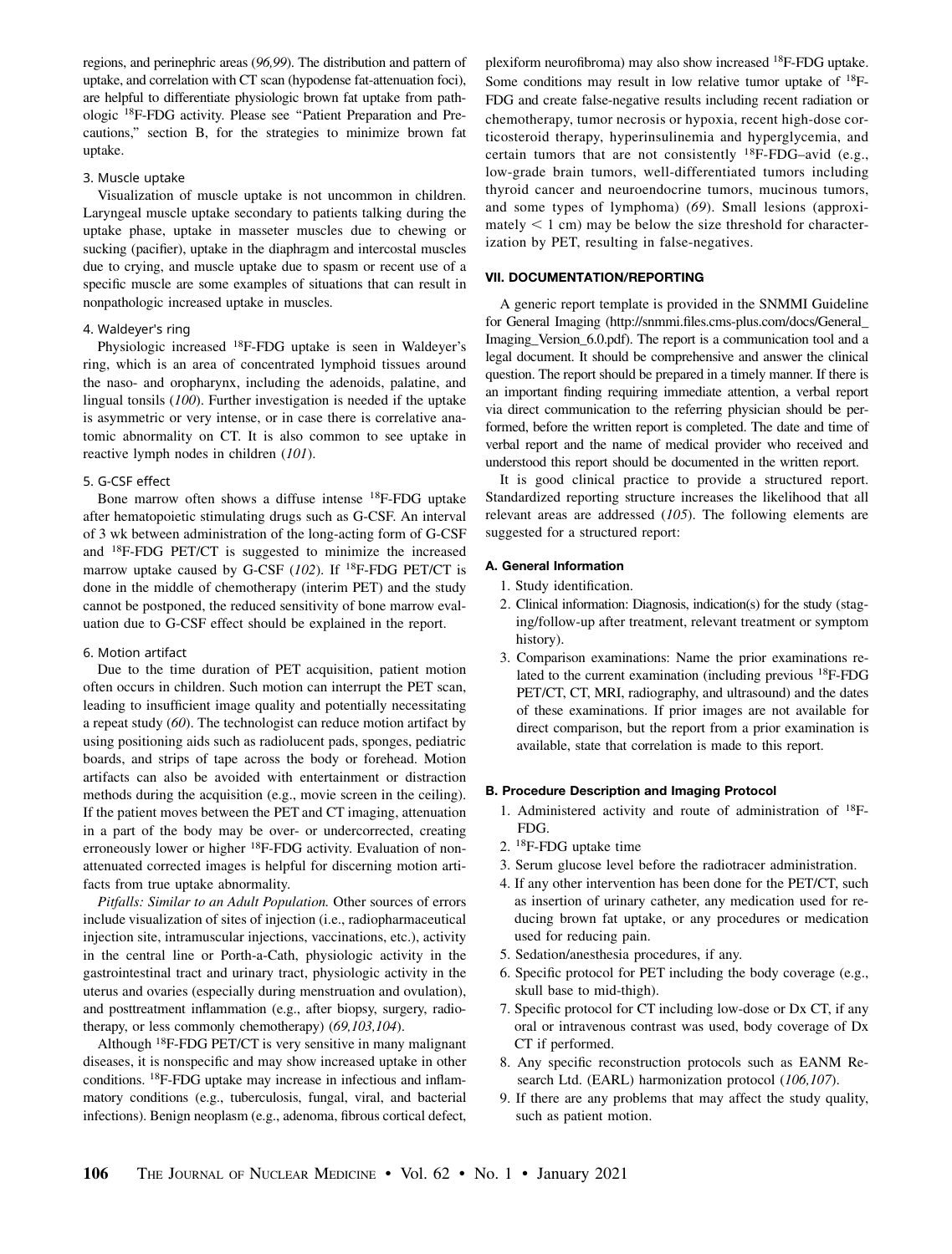regions, and perinephric areas (*96,99*). The distribution and pattern of uptake, and correlation with CT scan (hypodense fat-attenuation foci), are helpful to differentiate physiologic brown fat uptake from pathologic $^{18}$F-FDG activity. Please see "Patient Preparation and Precautions," section B, for the strategies to minimize brown fat uptake.

3. Muscle uptake

Visualization of muscle uptake is not uncommon in children. Laryngeal muscle uptake secondary to patients talking during the uptake phase, uptake in masseter muscles due to chewing or sucking (pacifier), uptake in the diaphragm and intercostal muscles due to crying, and muscle uptake due to spasm or recent use of a specific muscle are some examples of situations that can result in nonpathologic increased uptake in muscles.

4. Waldeyer's ring

Physiologic increased $^{18}$F-FDG uptake is seen in Waldeyer's ring, which is an area of concentrated lymphoid tissues around the naso- and oropharynx, including the adenoids, palatine, and lingual tonsils (*100*). Further investigation is needed if the uptake is asymmetric or very intense, or in case there is correlative anatomic abnormality on CT. It is also common to see uptake in reactive lymph nodes in children (*101*).

5. G-CSF effect

Bone marrow often shows a diffuse intense $^{18}$F-FDG uptake after hematopoietic stimulating drugs such as G-CSF. An interval of 3 wk between administration of the long-acting form of G-CSF and $^{18}$F-FDG PET/CT is suggested to minimize the increased marrow uptake caused by G-CSF (*102*). If $^{18}$F-FDG PET/CT is done in the middle of chemotherapy (interim PET) and the study cannot be postponed, the reduced sensitivity of bone marrow evaluation due to G-CSF effect should be explained in the report.

6. Motion artifact

Due to the time duration of PET acquisition, patient motion often occurs in children. Such motion can interrupt the PET scan, leading to insufficient image quality and potentially necessitating a repeat study (*60*). The technologist can reduce motion artifact by using positioning aids such as radiolucent pads, sponges, pediatric boards, and strips of tape across the body or forehead. Motion artifacts can also be avoided with entertainment or distraction methods during the acquisition (e.g., movie screen in the ceiling). If the patient moves between the PET and CT imaging, attenuation in a part of the body may be over- or undercorrected, creating erroneously lower or higher $^{18}$F-FDG activity. Evaluation of nonattenuated corrected images is helpful for discerning motion artifacts from true uptake abnormality.

*Pitfalls: Similar to an Adult Population.* Other sources of errors include visualization of sites of injection (i.e., radiopharmaceutical injection site, intramuscular injections, vaccinations, etc.), activity in the central line or Porth-a-Cath, physiologic activity in the gastrointestinal tract and urinary tract, physiologic activity in the uterus and ovaries (especially during menstruation and ovulation), and posttreatment inflammation (e.g., after biopsy, surgery, radiotherapy, or less commonly chemotherapy) (*69,103,104*).

Although $^{18}$F-FDG PET/CT is very sensitive in many malignant diseases, it is nonspecific and may show increased uptake in other conditions. $^{18}$F-FDG uptake may increase in infectious and inflammatory conditions (e.g., tuberculosis, fungal, viral, and bacterial infections). Benign neoplasm (e.g., adenoma, fibrous cortical defect, plexiform neurofibroma) may also show increased $^{18}$F-FDG uptake. Some conditions may result in low relative tumor uptake of $^{18}$F-FDG and create false-negative results including recent radiation or chemotherapy, tumor necrosis or hypoxia, recent high-dose corticosteroid therapy, hyperinsulinemia and hyperglycemia, and certain tumors that are not consistently $^{18}$F-FDG–avid (e.g., low-grade brain tumors, well-differentiated tumors including thyroid cancer and neuroendocrine tumors, mucinous tumors, and some types of lymphoma) (*69*). Small lesions (approximately < 1 cm) may be below the size threshold for characterization by PET, resulting in false-negatives.

## VII. DOCUMENTATION/REPORTING

A generic report template is provided in the SNMMI Guideline for General Imaging (http://snmmi.files.cms-plus.com/docs/General_Imaging_Version_6.0.pdf). The report is a communication tool and a legal document. It should be comprehensive and answer the clinical question. The report should be prepared in a timely manner. If there is an important finding requiring immediate attention, a verbal report via direct communication to the referring physician should be performed, before the written report is completed. The date and time of verbal report and the name of medical provider who received and understood this report should be documented in the written report.

It is good clinical practice to provide a structured report. Standardized reporting structure increases the likelihood that all relevant areas are addressed (*105*). The following elements are suggested for a structured report:

### A. General Information

1. Study identification.
2. Clinical information: Diagnosis, indication(s) for the study (staging/follow-up after treatment, relevant treatment or symptom history).
3. Comparison examinations: Name the prior examinations related to the current examination (including previous $^{18}$F-FDG PET/CT, CT, MRI, radiography, and ultrasound) and the dates of these examinations. If prior images are not available for direct comparison, but the report from a prior examination is available, state that correlation is made to this report.

### B. Procedure Description and Imaging Protocol

1. Administered activity and route of administration of $^{18}$F-FDG.
2. $^{18}$F-FDG uptake time
3. Serum glucose level before the radiotracer administration.
4. If any other intervention has been done for the PET/CT, such as insertion of urinary catheter, any medication used for reducing brown fat uptake, or any procedures or medication used for reducing pain.
5. Sedation/anesthesia procedures, if any.
6. Specific protocol for PET including the body coverage (e.g., skull base to mid-thigh).
7. Specific protocol for CT including low-dose or Dx CT, if any oral or intravenous contrast was used, body coverage of Dx CT if performed.
8. Any specific reconstruction protocols such as EANM Research Ltd. (EARL) harmonization protocol (*106,107*).
9. If there are any problems that may affect the study quality, such as patient motion.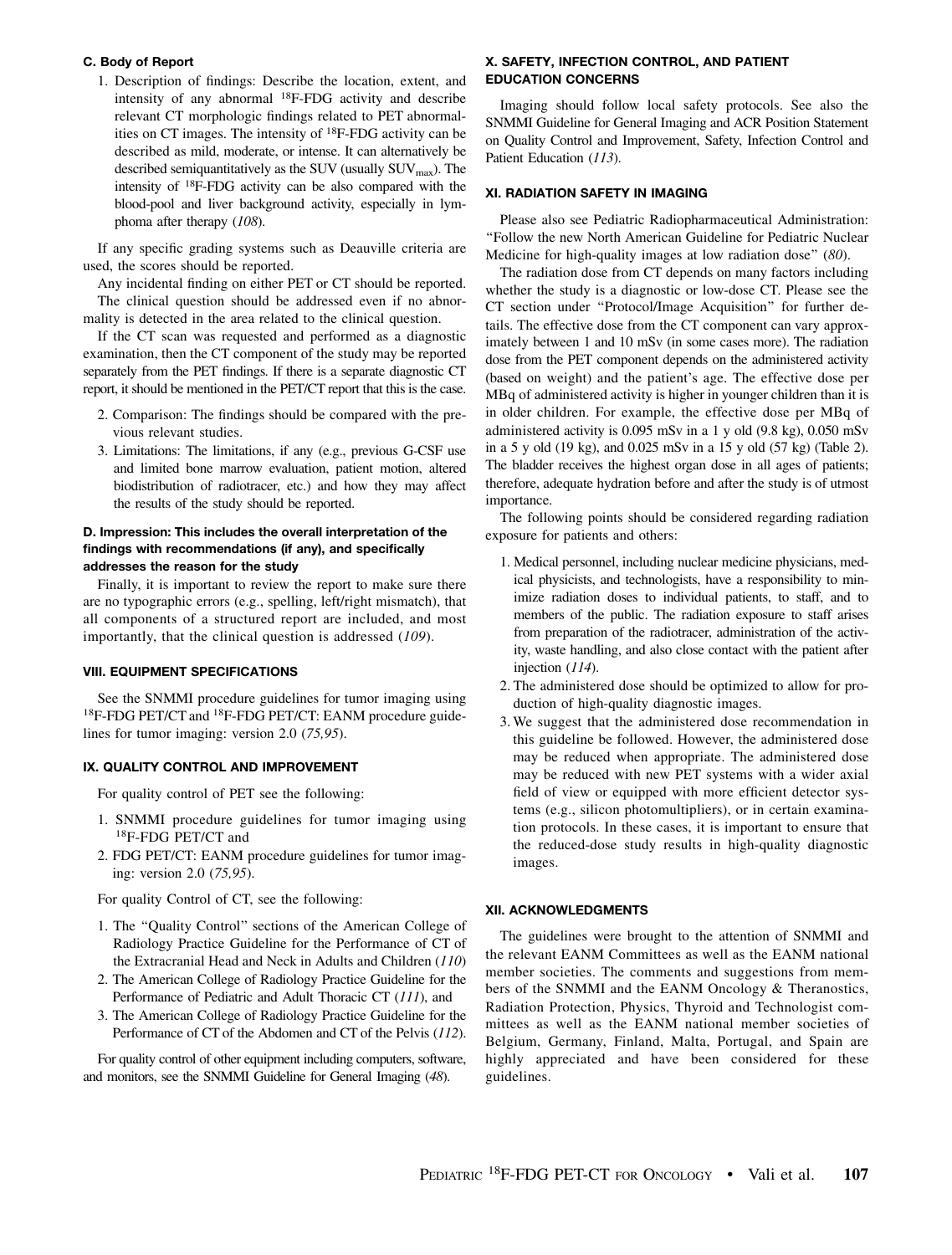#### C. Body of Report

1. Description of findings: Describe the location, extent, and intensity of any abnormal $^{18}$F-FDG activity and describe relevant CT morphologic findings related to PET abnormalities on CT images. The intensity of $^{18}$F-FDG activity can be described as mild, moderate, or intense. It can alternatively be described semiquantitatively as the SUV (usually $SUV_{max}$). The intensity of $^{18}$F-FDG activity can be also compared with the blood-pool and liver background activity, especially in lymphoma after therapy (*108*).

If any specific grading systems such as Deauville criteria are used, the scores should be reported.

Any incidental finding on either PET or CT should be reported.

The clinical question should be addressed even if no abnormality is detected in the area related to the clinical question.

If the CT scan was requested and performed as a diagnostic examination, then the CT component of the study may be reported separately from the PET findings. If there is a separate diagnostic CT report, it should be mentioned in the PET/CT report that this is the case.

2. Comparison: The findings should be compared with the previous relevant studies.
3. Limitations: The limitations, if any (e.g., previous G-CSF use and limited bone marrow evaluation, patient motion, altered biodistribution of radiotracer, etc.) and how they may affect the results of the study should be reported.

#### D. Impression: This includes the overall interpretation of the findings with recommendations (if any), and specifically addresses the reason for the study

Finally, it is important to review the report to make sure there are no typographic errors (e.g., spelling, left/right mismatch), that all components of a structured report are included, and most importantly, that the clinical question is addressed (*109*).

### VIII. EQUIPMENT SPECIFICATIONS

See the SNMMI procedure guidelines for tumor imaging using $^{18}$F-FDG PET/CT and $^{18}$F-FDG PET/CT: EANM procedure guidelines for tumor imaging: version 2.0 (*75,95*).

### IX. QUALITY CONTROL AND IMPROVEMENT

For quality control of PET see the following:

1. SNMMI procedure guidelines for tumor imaging using $^{18}$F-FDG PET/CT and
2. FDG PET/CT: EANM procedure guidelines for tumor imaging: version 2.0 (*75,95*).

For quality Control of CT, see the following:

1. The "Quality Control" sections of the American College of Radiology Practice Guideline for the Performance of CT of the Extracranial Head and Neck in Adults and Children (*110*)
2. The American College of Radiology Practice Guideline for the Performance of Pediatric and Adult Thoracic CT (*111*), and
3. The American College of Radiology Practice Guideline for the Performance of CT of the Abdomen and CT of the Pelvis (*112*).

For quality control of other equipment including computers, software, and monitors, see the SNMMI Guideline for General Imaging (*48*).

### X. SAFETY, INFECTION CONTROL, AND PATIENT EDUCATION CONCERNS

Imaging should follow local safety protocols. See also the SNMMI Guideline for General Imaging and ACR Position Statement on Quality Control and Improvement, Safety, Infection Control and Patient Education (*113*).

### XI. RADIATION SAFETY IN IMAGING

Please also see Pediatric Radiopharmaceutical Administration: "Follow the new North American Guideline for Pediatric Nuclear Medicine for high-quality images at low radiation dose" (*80*).

The radiation dose from CT depends on many factors including whether the study is a diagnostic or low-dose CT. Please see the CT section under "Protocol/Image Acquisition" for further details. The effective dose from the CT component can vary approximately between 1 and 10 mSv (in some cases more). The radiation dose from the PET component depends on the administered activity (based on weight) and the patient's age. The effective dose per MBq of administered activity is higher in younger children than it is in older children. For example, the effective dose per MBq of administered activity is 0.095 mSv in a 1 y old (9.8 kg), 0.050 mSv in a 5 y old (19 kg), and 0.025 mSv in a 15 y old (57 kg) (Table 2). The bladder receives the highest organ dose in all ages of patients; therefore, adequate hydration before and after the study is of utmost importance.

The following points should be considered regarding radiation exposure for patients and others:

1. Medical personnel, including nuclear medicine physicians, medical physicists, and technologists, have a responsibility to minimize radiation doses to individual patients, to staff, and to members of the public. The radiation exposure to staff arises from preparation of the radiotracer, administration of the activity, waste handling, and also close contact with the patient after injection (*114*).
2. The administered dose should be optimized to allow for production of high-quality diagnostic images.
3. We suggest that the administered dose recommendation in this guideline be followed. However, the administered dose may be reduced when appropriate. The administered dose may be reduced with new PET systems with a wider axial field of view or equipped with more efficient detector systems (e.g., silicon photomultipliers), or in certain examination protocols. In these cases, it is important to ensure that the reduced-dose study results in high-quality diagnostic images.

### XII. ACKNOWLEDGMENTS

The guidelines were brought to the attention of SNMMI and the relevant EANM Committees as well as the EANM national member societies. The comments and suggestions from members of the SNMMI and the EANM Oncology & Theranostics, Radiation Protection, Physics, Thyroid and Technologist committees as well as the EANM national member societies of Belgium, Germany, Finland, Malta, Portugal, and Spain are highly appreciated and have been considered for these guidelines.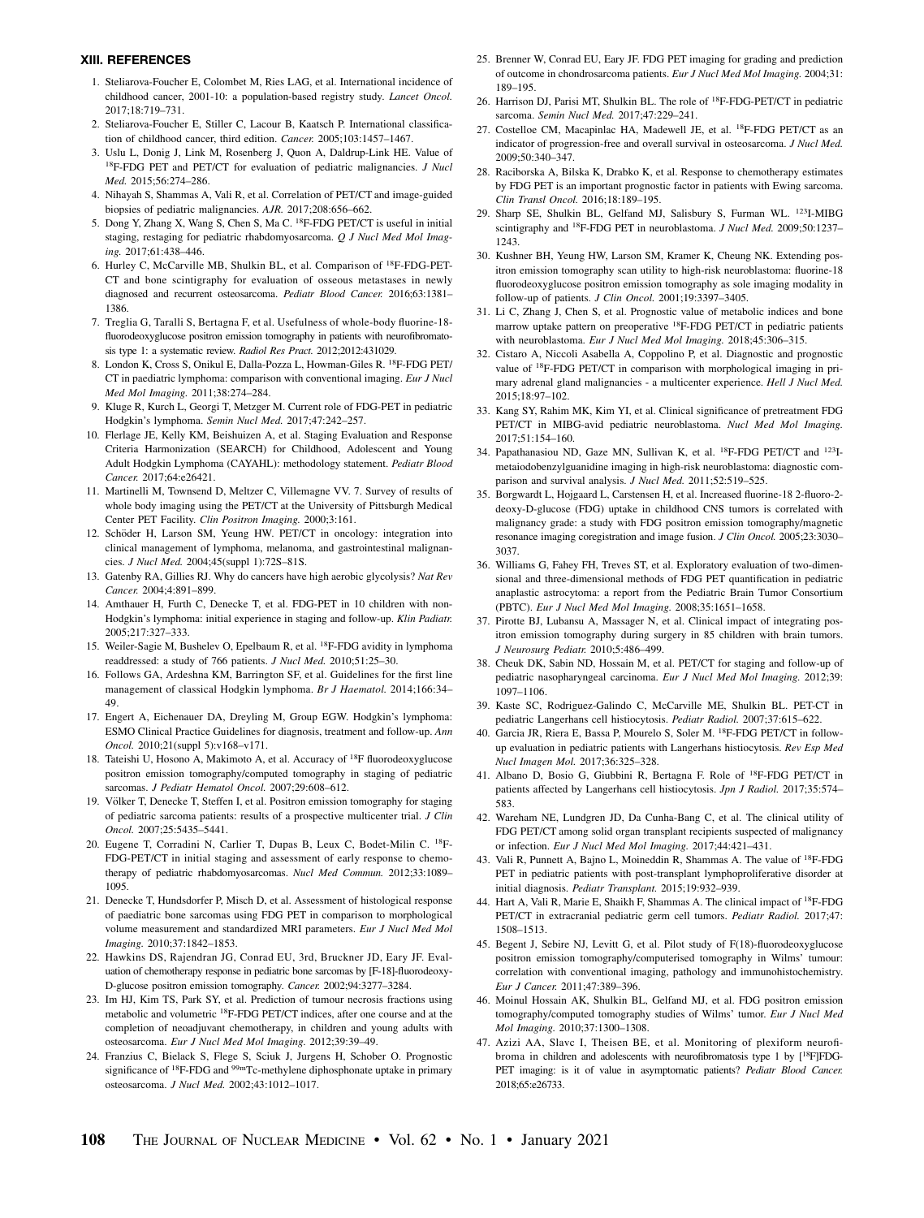## XIII. REFERENCES

1. Steliarova-Foucher E, Colombet M, Ries LAG, et al. International incidence of childhood cancer, 2001-10: a population-based registry study. *Lancet Oncol.* 2017;18:719–731.
2. Steliarova-Foucher E, Stiller C, Lacour B, Kaatsch P. International classification of childhood cancer, third edition. *Cancer.* 2005;103:1457–1467.
3. Uslu L, Donig J, Link M, Rosenberg J, Quon A, Daldrup-Link HE. Value of $^{18}$F-FDG PET and PET/CT for evaluation of pediatric malignancies. *J Nucl Med.* 2015;56:274–286.
4. Nihayah S, Shammas A, Vali R, et al. Correlation of PET/CT and image-guided biopsies of pediatric malignancies. *AJR.* 2017;208:656–662.
5. Dong Y, Zhang X, Wang S, Chen S, Ma C. $^{18}$F-FDG PET/CT is useful in initial staging, restaging for pediatric rhabdomyosarcoma. *Q J Nucl Med Mol Imaging.* 2017;61:438–446.
6. Hurley C, McCarville MB, Shulkin BL, et al. Comparison of $^{18}$F-FDG-PET-CT and bone scintigraphy for evaluation of osseous metastases in newly diagnosed and recurrent osteosarcoma. *Pediatr Blood Cancer.* 2016;63:1381–1386.
7. Treglia G, Taralli S, Bertagna F, et al. Usefulness of whole-body fluorine-18-fluorodeoxyglucose positron emission tomography in patients with neurofibromatosis type 1: a systematic review. *Radiol Res Pract.* 2012;2012:431029.
8. London K, Cross S, Onikul E, Dalla-Pozza L, Howman-Giles R. $^{18}$F-FDG PET/CT in paediatric lymphoma: comparison with conventional imaging. *Eur J Nucl Med Mol Imaging.* 2011;38:274–284.
9. Kluge R, Kurch L, Georgi T, Metzger M. Current role of FDG-PET in pediatric Hodgkin's lymphoma. *Semin Nucl Med.* 2017;47:242–257.
10. Flerlage JE, Kelly KM, Beishuizen A, et al. Staging Evaluation and Response Criteria Harmonization (SEARCH) for Childhood, Adolescent and Young Adult Hodgkin Lymphoma (CAYAHL): methodology statement. *Pediatr Blood Cancer.* 2017;64:e26421.
11. Martinelli M, Townsend D, Meltzer C, Villemagne VV. 7. Survey of results of whole body imaging using the PET/CT at the University of Pittsburgh Medical Center PET Facility. *Clin Positron Imaging.* 2000;3:161.
12. Schöder H, Larson SM, Yeung HW. PET/CT in oncology: integration into clinical management of lymphoma, melanoma, and gastrointestinal malignancies. *J Nucl Med.* 2004;45(suppl 1):72S–81S.
13. Gatenby RA, Gillies RJ. Why do cancers have high aerobic glycolysis? *Nat Rev Cancer.* 2004;4:891–899.
14. Amthauer H, Furth C, Denecke T, et al. FDG-PET in 10 children with non-Hodgkin's lymphoma: initial experience in staging and follow-up. *Klin Padiatr.* 2005;217:327–333.
15. Weiler-Sagie M, Bushelev O, Epelbaum R, et al. $^{18}$F-FDG avidity in lymphoma readdressed: a study of 766 patients. *J Nucl Med.* 2010;51:25–30.
16. Follows GA, Ardeshna KM, Barrington SF, et al. Guidelines for the first line management of classical Hodgkin lymphoma. *Br J Haematol.* 2014;166:34–49.
17. Engert A, Eichenauer DA, Dreyling M, Group EGW. Hodgkin's lymphoma: ESMO Clinical Practice Guidelines for diagnosis, treatment and follow-up. *Ann Oncol.* 2010;21(suppl 5):v168–v171.
18. Tateishi U, Hosono A, Makimoto A, et al. Accuracy of $^{18}$F fluorodeoxyglucose positron emission tomography/computed tomography in staging of pediatric sarcomas. *J Pediatr Hematol Oncol.* 2007;29:608–612.
19. Völker T, Denecke T, Steffen I, et al. Positron emission tomography for staging of pediatric sarcoma patients: results of a prospective multicenter trial. *J Clin Oncol.* 2007;25:5435–5441.
20. Eugene T, Corradini N, Carlier T, Dupas B, Leux C, Bodet-Milin C. $^{18}$F-FDG-PET/CT in initial staging and assessment of early response to chemotherapy of pediatric rhabdomyosarcomas. *Nucl Med Commun.* 2012;33:1089–1095.
21. Denecke T, Hundsdorfer P, Misch D, et al. Assessment of histological response of paediatric bone sarcomas using FDG PET in comparison to morphological volume measurement and standardized MRI parameters. *Eur J Nucl Med Mol Imaging.* 2010;37:1842–1853.
22. Hawkins DS, Rajendran JG, Conrad EU, 3rd, Bruckner JD, Eary JF. Evaluation of chemotherapy response in pediatric bone sarcomas by [F-18]-fluorodeoxy-D-glucose positron emission tomography. *Cancer.* 2002;94:3277–3284.
23. Im HJ, Kim TS, Park SY, et al. Prediction of tumour necrosis fractions using metabolic and volumetric $^{18}$F-FDG PET/CT indices, after one course and at the completion of neoadjuvant chemotherapy, in children and young adults with osteosarcoma. *Eur J Nucl Med Mol Imaging.* 2012;39:39–49.
24. Franzius C, Bielack S, Flege S, Sciuk J, Jurgens H, Schober O. Prognostic significance of $^{18}$F-FDG and $^{99m}$Tc-methylene diphosphonate uptake in primary osteosarcoma. *J Nucl Med.* 2002;43:1012–1017.
25. Brenner W, Conrad EU, Eary JF. FDG PET imaging for grading and prediction of outcome in chondrosarcoma patients. *Eur J Nucl Med Mol Imaging.* 2004;31:189–195.
26. Harrison DJ, Parisi MT, Shulkin BL. The role of $^{18}$F-FDG-PET/CT in pediatric sarcoma. *Semin Nucl Med.* 2017;47:229–241.
27. Costelloe CM, Macapinlac HA, Madewell JE, et al. $^{18}$F-FDG PET/CT as an indicator of progression-free and overall survival in osteosarcoma. *J Nucl Med.* 2009;50:340–347.
28. Raciborska A, Bilska K, Drabko K, et al. Response to chemotherapy estimates by FDG PET is an important prognostic factor in patients with Ewing sarcoma. *Clin Transl Oncol.* 2016;18:189–195.
29. Sharp SE, Shulkin BL, Gelfand MJ, Salisbury S, Furman WL. $^{123}$I-MIBG scintigraphy and $^{18}$F-FDG PET in neuroblastoma. *J Nucl Med.* 2009;50:1237–1243.
30. Kushner BH, Yeung HW, Larson SM, Kramer K, Cheung NK. Extending positron emission tomography scan utility to high-risk neuroblastoma: fluorine-18 fluorodeoxyglucose positron emission tomography as sole imaging modality in follow-up of patients. *J Clin Oncol.* 2001;19:3397–3405.
31. Li C, Zhang J, Chen S, et al. Prognostic value of metabolic indices and bone marrow uptake pattern on preoperative $^{18}$F-FDG PET/CT in pediatric patients with neuroblastoma. *Eur J Nucl Med Mol Imaging.* 2018;45:306–315.
32. Cistaro A, Niccoli Asabella A, Coppolino P, et al. Diagnostic and prognostic value of $^{18}$F-FDG PET/CT in comparison with morphological imaging in primary adrenal gland malignancies - a multicenter experience. *Hell J Nucl Med.* 2015;18:97–102.
33. Kang SY, Rahim MK, Kim YI, et al. Clinical significance of pretreatment FDG PET/CT in MIBG-avid pediatric neuroblastoma. *Nucl Med Mol Imaging.* 2017;51:154–160.
34. Papathanasiou ND, Gaze MN, Sullivan K, et al. $^{18}$F-FDG PET/CT and $^{123}$I-metaiodobenzylguanidine imaging in high-risk neuroblastoma: diagnostic comparison and survival analysis. *J Nucl Med.* 2011;52:519–525.
35. Borgwardt L, Hojgaard L, Carstensen H, et al. Increased fluorine-18 2-fluoro-2-deoxy-D-glucose (FDG) uptake in childhood CNS tumors is correlated with malignancy grade: a study with FDG positron emission tomography/magnetic resonance imaging coregistration and image fusion. *J Clin Oncol.* 2005;23:3030–3037.
36. Williams G, Fahey FH, Treves ST, et al. Exploratory evaluation of two-dimensional and three-dimensional methods of FDG PET quantification in pediatric anaplastic astrocytoma: a report from the Pediatric Brain Tumor Consortium (PBTC). *Eur J Nucl Med Mol Imaging.* 2008;35:1651–1658.
37. Pirotte BJ, Lubansu A, Massager N, et al. Clinical impact of integrating positron emission tomography during surgery in 85 children with brain tumors. *J Neurosurg Pediatr.* 2010;5:486–499.
38. Cheuk DK, Sabin ND, Hossain M, et al. PET/CT for staging and follow-up of pediatric nasopharyngeal carcinoma. *Eur J Nucl Med Mol Imaging.* 2012;39:1097–1106.
39. Kaste SC, Rodriguez-Galindo C, McCarville ME, Shulkin BL. PET-CT in pediatric Langerhans cell histiocytosis. *Pediatr Radiol.* 2007;37:615–622.
40. Garcia JR, Riera E, Bassa P, Mourelo S, Soler M. $^{18}$F-FDG PET/CT in follow-up evaluation in pediatric patients with Langerhans histiocytosis. *Rev Esp Med Nucl Imagen Mol.* 2017;36:325–328.
41. Albano D, Bosio G, Giubbini R, Bertagna F. Role of $^{18}$F-FDG PET/CT in patients affected by Langerhans cell histiocytosis. *Jpn J Radiol.* 2017;35:574–583.
42. Wareham NE, Lundgren JD, Da Cunha-Bang C, et al. The clinical utility of FDG PET/CT among solid organ transplant recipients suspected of malignancy or infection. *Eur J Nucl Med Mol Imaging.* 2017;44:421–431.
43. Vali R, Punnett A, Bajno L, Moineddin R, Shammas A. The value of $^{18}$F-FDG PET in pediatric patients with post-transplant lymphoproliferative disorder at initial diagnosis. *Pediatr Transplant.* 2015;19:932–939.
44. Hart A, Vali R, Marie E, Shaikh F, Shammas A. The clinical impact of $^{18}$F-FDG PET/CT in extracranial pediatric germ cell tumors. *Pediatr Radiol.* 2017;47:1508–1513.
45. Begent J, Sebire NJ, Levitt G, et al. Pilot study of F(18)-fluorodeoxyglucose positron emission tomography/computerised tomography in Wilms' tumour: correlation with conventional imaging, pathology and immunohistochemistry. *Eur J Cancer.* 2011;47:389–396.
46. Moinul Hossain AK, Shulkin BL, Gelfand MJ, et al. FDG positron emission tomography/computed tomography studies of Wilms' tumor. *Eur J Nucl Med Mol Imaging.* 2010;37:1300–1308.
47. Azizi AA, Slavc I, Theisen BE, et al. Monitoring of plexiform neurofibroma in children and adolescents with neurofibromatosis type 1 by [$^{18}$F]FDG-PET imaging: is it of value in asymptomatic patients? *Pediatr Blood Cancer.* 2018;65:e26733.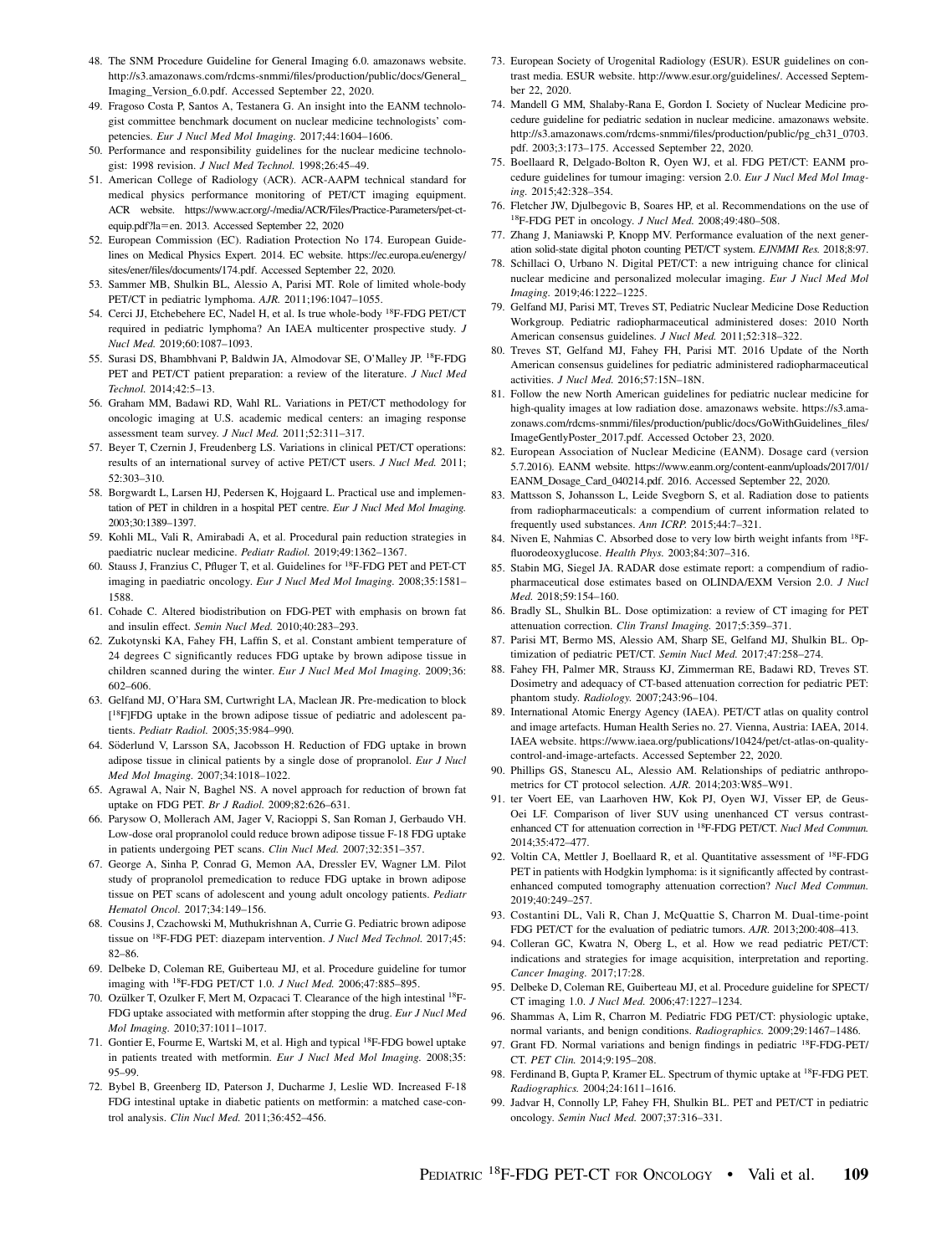48. The SNM Procedure Guideline for General Imaging 6.0. amazonaws website. http://s3.amazonaws.com/rdcms-snmmi/files/production/public/docs/General_Imaging_Version_6.0.pdf. Accessed September 22, 2020.
49. Fragoso Costa P, Santos A, Testanera G. An insight into the EANM technologist committee benchmark document on nuclear medicine technologists' competencies. *Eur J Nucl Med Mol Imaging.* 2017;44:1604–1606.
50. Performance and responsibility guidelines for the nuclear medicine technologist: 1998 revision. *J Nucl Med Technol.* 1998;26:45–49.
51. American College of Radiology (ACR). ACR-AAPM technical standard for medical physics performance monitoring of PET/CT imaging equipment. ACR website. https://www.acr.org/-/media/ACR/Files/Practice-Parameters/pet-ct-equip.pdf?la=en. 2013. Accessed September 22, 2020
52. European Commission (EC). Radiation Protection No 174. European Guidelines on Medical Physics Expert. 2014. EC website. https://ec.europa.eu/energy/sites/ener/files/documents/174.pdf. Accessed September 22, 2020.
53. Sammer MB, Shulkin BL, Alessio A, Parisi MT. Role of limited whole-body PET/CT in pediatric lymphoma. *AJR.* 2011;196:1047–1055.
54. Cerci JJ, Etchebehere EC, Nadel H, et al. Is true whole-body $^{18}$F-FDG PET/CT required in pediatric lymphoma? An IAEA multicenter prospective study. *J Nucl Med.* 2019;60:1087–1093.
55. Surasi DS, Bhambhvani P, Baldwin JA, Almodovar SE, O'Malley JP. $^{18}$F-FDG PET and PET/CT patient preparation: a review of the literature. *J Nucl Med Technol.* 2014;42:5–13.
56. Graham MM, Badawi RD, Wahl RL. Variations in PET/CT methodology for oncologic imaging at U.S. academic medical centers: an imaging response assessment team survey. *J Nucl Med.* 2011;52:311–317.
57. Beyer T, Czernin J, Freudenberg LS. Variations in clinical PET/CT operations: results of an international survey of active PET/CT users. *J Nucl Med.* 2011; 52:303–310.
58. Borgwardt L, Larsen HJ, Pedersen K, Hojgaard L. Practical use and implementation of PET in children in a hospital PET centre. *Eur J Nucl Med Mol Imaging.* 2003;30:1389–1397.
59. Kohli ML, Vali R, Amirabadi A, et al. Procedural pain reduction strategies in paediatric nuclear medicine. *Pediatr Radiol.* 2019;49:1362–1367.
60. Stauss J, Franzius C, Pfluger T, et al. Guidelines for $^{18}$F-FDG PET and PET-CT imaging in paediatric oncology. *Eur J Nucl Med Mol Imaging.* 2008;35:1581–1588.
61. Cohade C. Altered biodistribution on FDG-PET with emphasis on brown fat and insulin effect. *Semin Nucl Med.* 2010;40:283–293.
62. Zukotynski KA, Fahey FH, Laffin S, et al. Constant ambient temperature of 24 degrees C significantly reduces FDG uptake by brown adipose tissue in children scanned during the winter. *Eur J Nucl Med Mol Imaging.* 2009;36: 602–606.
63. Gelfand MJ, O'Hara SM, Curtwright LA, Maclean JR. Pre-medication to block [$^{18}$F]FDG uptake in the brown adipose tissue of pediatric and adolescent patients. *Pediatr Radiol.* 2005;35:984–990.
64. Söderlund V, Larsson SA, Jacobsson H. Reduction of FDG uptake in brown adipose tissue in clinical patients by a single dose of propranolol. *Eur J Nucl Med Mol Imaging.* 2007;34:1018–1022.
65. Agrawal A, Nair N, Baghel NS. A novel approach for reduction of brown fat uptake on FDG PET. *Br J Radiol.* 2009;82:626–631.
66. Parysow O, Mollerach AM, Jager V, Racioppi S, San Roman J, Gerbaudo VH. Low-dose oral propranolol could reduce brown adipose tissue F-18 FDG uptake in patients undergoing PET scans. *Clin Nucl Med.* 2007;32:351–357.
67. George A, Sinha P, Conrad G, Memon AA, Dressler EV, Wagner LM. Pilot study of propranolol premedication to reduce FDG uptake in brown adipose tissue on PET scans of adolescent and young adult oncology patients. *Pediatr Hematol Oncol.* 2017;34:149–156.
68. Cousins J, Czachowski M, Muthukrishnan A, Currie G. Pediatric brown adipose tissue on $^{18}$F-FDG PET: diazepam intervention. *J Nucl Med Technol.* 2017;45: 82–86.
69. Delbeke D, Coleman RE, Guiberteau MJ, et al. Procedure guideline for tumor imaging with $^{18}$F-FDG PET/CT 1.0. *J Nucl Med.* 2006;47:885–895.
70. Ozülker T, Ozulker F, Mert M, Ozpacaci T. Clearance of the high intestinal $^{18}$F-FDG uptake associated with metformin after stopping the drug. *Eur J Nucl Med Mol Imaging.* 2010;37:1011–1017.
71. Gontier E, Fourme E, Wartski M, et al. High and typical $^{18}$F-FDG bowel uptake in patients treated with metformin. *Eur J Nucl Med Mol Imaging.* 2008;35: 95–99.
72. Bybel B, Greenberg ID, Paterson J, Ducharme J, Leslie WD. Increased F-18 FDG intestinal uptake in diabetic patients on metformin: a matched case-control analysis. *Clin Nucl Med.* 2011;36:452–456.
73. European Society of Urogenital Radiology (ESUR). ESUR guidelines on contrast media. ESUR website. http://www.esur.org/guidelines/. Accessed September 22, 2020.
74. Mandell G MM, Shalaby-Rana E, Gordon I. Society of Nuclear Medicine procedure guideline for pediatric sedation in nuclear medicine. amazonaws website. http://s3.amazonaws.com/rdcms-snmmi/files/production/public/pg_ch31_0703.pdf. 2003;3:173–175. Accessed September 22, 2020.
75. Boellaard R, Delgado-Bolton R, Oyen WJ, et al. FDG PET/CT: EANM procedure guidelines for tumour imaging: version 2.0. *Eur J Nucl Med Mol Imaging.* 2015;42:328–354.
76. Fletcher JW, Djulbegovic B, Soares HP, et al. Recommendations on the use of $^{18}$F-FDG PET in oncology. *J Nucl Med.* 2008;49:480–508.
77. Zhang J, Maniawski P, Knopp MV. Performance evaluation of the next generation solid-state digital photon counting PET/CT system. *EJNMMI Res.* 2018;8:97.
78. Schillaci O, Urbano N. Digital PET/CT: a new intriguing chance for clinical nuclear medicine and personalized molecular imaging. *Eur J Nucl Med Mol Imaging.* 2019;46:1222–1225.
79. Gelfand MJ, Parisi MT, Treves ST, Pediatric Nuclear Medicine Dose Reduction Workgroup. Pediatric radiopharmaceutical administered doses: 2010 North American consensus guidelines. *J Nucl Med.* 2011;52:318–322.
80. Treves ST, Gelfand MJ, Fahey FH, Parisi MT. 2016 Update of the North American consensus guidelines for pediatric administered radiopharmaceutical activities. *J Nucl Med.* 2016;57:15N–18N.
81. Follow the new North American guidelines for pediatric nuclear medicine for high-quality images at low radiation dose. amazonaws website. https://s3.amazonaws.com/rdcms-snmmi/files/production/public/docs/GoWithGuidelines_files/ImageGentlyPoster_2017.pdf. Accessed October 23, 2020.
82. European Association of Nuclear Medicine (EANM). Dosage card (version 5.7.2016). EANM website. https://www.eanm.org/content-eanm/uploads/2017/01/EANM_Dosage_Card_040214.pdf. 2016. Accessed September 22, 2020.
83. Mattsson S, Johansson L, Leide Svegborn S, et al. Radiation dose to patients from radiopharmaceuticals: a compendium of current information related to frequently used substances. *Ann ICRP.* 2015;44:7–321.
84. Niven E, Nahmias C. Absorbed dose to very low birth weight infants from $^{18}$F-fluorodeoxyglucose. *Health Phys.* 2003;84:307–316.
85. Stabin MG, Siegel JA. RADAR dose estimate report: a compendium of radiopharmaceutical dose estimates based on OLINDA/EXM Version 2.0. *J Nucl Med.* 2018;59:154–160.
86. Bradly SL, Shulkin BL. Dose optimization: a review of CT imaging for PET attenuation correction. *Clin Transl Imaging.* 2017;5:359–371.
87. Parisi MT, Bermo MS, Alessio AM, Sharp SE, Gelfand MJ, Shulkin BL. Optimization of pediatric PET/CT. *Semin Nucl Med.* 2017;47:258–274.
88. Fahey FH, Palmer MR, Strauss KJ, Zimmerman RE, Badawi RD, Treves ST. Dosimetry and adequacy of CT-based attenuation correction for pediatric PET: phantom study. *Radiology.* 2007;243:96–104.
89. International Atomic Energy Agency (IAEA). PET/CT atlas on quality control and image artefacts. Human Health Series no. 27. Vienna, Austria: IAEA, 2014. IAEA website. https://www.iaea.org/publications/10424/pet/ct-atlas-on-quality-control-and-image-artefacts. Accessed September 22, 2020.
90. Phillips GS, Stanescu AL, Alessio AM. Relationships of pediatric anthropometrics for CT protocol selection. *AJR.* 2014;203:W85–W91.
91. ter Voert EE, van Laarhoven HW, Kok PJ, Oyen WJ, Visser EP, de Geus-Oei LF. Comparison of liver SUV using unenhanced CT versus contrast-enhanced CT for attenuation correction in $^{18}$F-FDG PET/CT. *Nucl Med Commun.* 2014;35:472–477.
92. Voltin CA, Mettler J, Boellaard R, et al. Quantitative assessment of $^{18}$F-FDG PET in patients with Hodgkin lymphoma: is it significantly affected by contrast-enhanced computed tomography attenuation correction? *Nucl Med Commun.* 2019;40:249–257.
93. Costantini DL, Vali R, Chan J, McQuattie S, Charron M. Dual-time-point FDG PET/CT for the evaluation of pediatric tumors. *AJR.* 2013;200:408–413.
94. Colleran GC, Kwatra N, Oberg L, et al. How we read pediatric PET/CT: indications and strategies for image acquisition, interpretation and reporting. *Cancer Imaging.* 2017;17:28.
95. Delbeke D, Coleman RE, Guiberteau MJ, et al. Procedure guideline for SPECT/CT imaging 1.0. *J Nucl Med.* 2006;47:1227–1234.
96. Shammas A, Lim R, Charron M. Pediatric FDG PET/CT: physiologic uptake, normal variants, and benign conditions. *Radiographics.* 2009;29:1467–1486.
97. Grant FD. Normal variations and benign findings in pediatric $^{18}$F-FDG-PET/CT. *PET Clin.* 2014;9:195–208.
98. Ferdinand B, Gupta P, Kramer EL. Spectrum of thymic uptake at $^{18}$F-FDG PET. *Radiographics.* 2004;24:1611–1616.
99. Jadvar H, Connolly LP, Fahey FH, Shulkin BL. PET and PET/CT in pediatric oncology. *Semin Nucl Med.* 2007;37:316–331.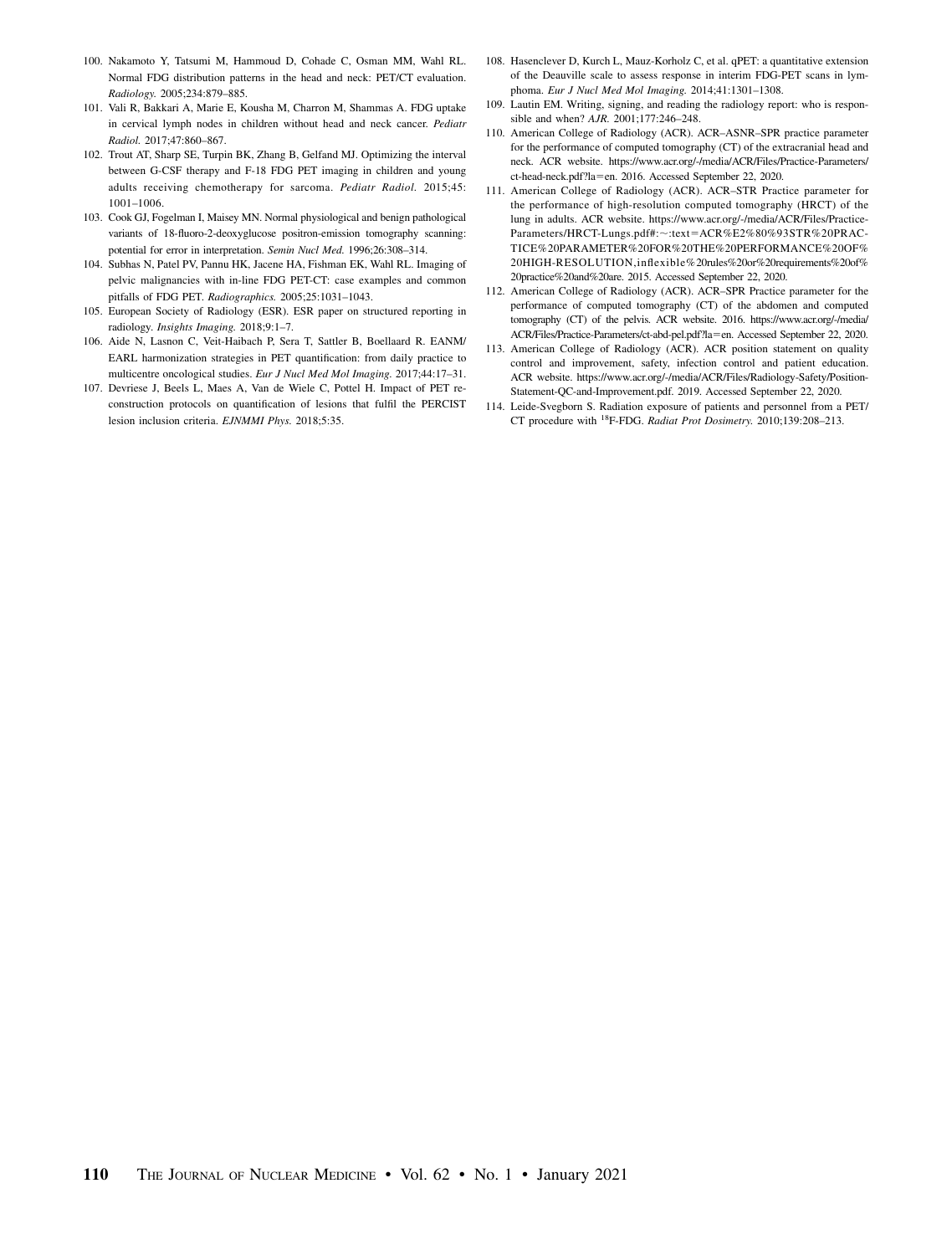100. Nakamoto Y, Tatsumi M, Hammoud D, Cohade C, Osman MM, Wahl RL. Normal FDG distribution patterns in the head and neck: PET/CT evaluation. *Radiology.* 2005;234:879–885.
101. Vali R, Bakkari A, Marie E, Kousha M, Charron M, Shammas A. FDG uptake in cervical lymph nodes in children without head and neck cancer. *Pediatr Radiol.* 2017;47:860–867.
102. Trout AT, Sharp SE, Turpin BK, Zhang B, Gelfand MJ. Optimizing the interval between G-CSF therapy and F-18 FDG PET imaging in children and young adults receiving chemotherapy for sarcoma. *Pediatr Radiol.* 2015;45: 1001–1006.
103. Cook GJ, Fogelman I, Maisey MN. Normal physiological and benign pathological variants of 18-fluoro-2-deoxyglucose positron-emission tomography scanning: potential for error in interpretation. *Semin Nucl Med.* 1996;26:308–314.
104. Subhas N, Patel PV, Pannu HK, Jacene HA, Fishman EK, Wahl RL. Imaging of pelvic malignancies with in-line FDG PET-CT: case examples and common pitfalls of FDG PET. *Radiographics.* 2005;25:1031–1043.
105. European Society of Radiology (ESR). ESR paper on structured reporting in radiology. *Insights Imaging.* 2018;9:1–7.
106. Aide N, Lasnon C, Veit-Haibach P, Sera T, Sattler B, Boellaard R. EANM/EARL harmonization strategies in PET quantification: from daily practice to multicentre oncological studies. *Eur J Nucl Med Mol Imaging.* 2017;44:17–31.
107. Devriese J, Beels L, Maes A, Van de Wiele C, Pottel H. Impact of PET reconstruction protocols on quantification of lesions that fulfil the PERCIST lesion inclusion criteria. *EJNMMI Phys.* 2018;5:35.
108. Hasenclever D, Kurch L, Mauz-Korholz C, et al. qPET: a quantitative extension of the Deauville scale to assess response in interim FDG-PET scans in lymphoma. *Eur J Nucl Med Mol Imaging.* 2014;41:1301–1308.
109. Lautin EM. Writing, signing, and reading the radiology report: who is responsible and when? *AJR.* 2001;177:246–248.
110. American College of Radiology (ACR). ACR–ASNR–SPR practice parameter for the performance of computed tomography (CT) of the extracranial head and neck. ACR website. https://www.acr.org/-/media/ACR/Files/Practice-Parameters/ct-head-neck.pdf?la=en. 2016. Accessed September 22, 2020.
111. American College of Radiology (ACR). ACR–STR Practice parameter for the performance of high-resolution computed tomography (HRCT) of the lung in adults. ACR website. https://www.acr.org/-/media/ACR/Files/Practice-Parameters/HRCT-Lungs.pdf#:~:text=ACR%E2%80%93STR%20PRACTICE%20PARAMETER%20FOR%20THE%20PERFORMANCE%20OF%20HIGH-RESOLUTION,inflexible%20rules%20or%20requirements%20of%20practice%20and%20are. 2015. Accessed September 22, 2020.
112. American College of Radiology (ACR). ACR–SPR Practice parameter for the performance of computed tomography (CT) of the abdomen and computed tomography (CT) of the pelvis. ACR website. 2016. https://www.acr.org/-/media/ACR/Files/Practice-Parameters/ct-abd-pel.pdf?la=en. Accessed September 22, 2020.
113. American College of Radiology (ACR). ACR position statement on quality control and improvement, safety, infection control and patient education. ACR website. https://www.acr.org/-/media/ACR/Files/Radiology-Safety/Position-Statement-QC-and-Improvement.pdf. 2019. Accessed September 22, 2020.
114. Leide-Svegborn S. Radiation exposure of patients and personnel from a PET/CT procedure with $^{18}$F-FDG. *Radiat Prot Dosimetry.* 2010;139:208–213.